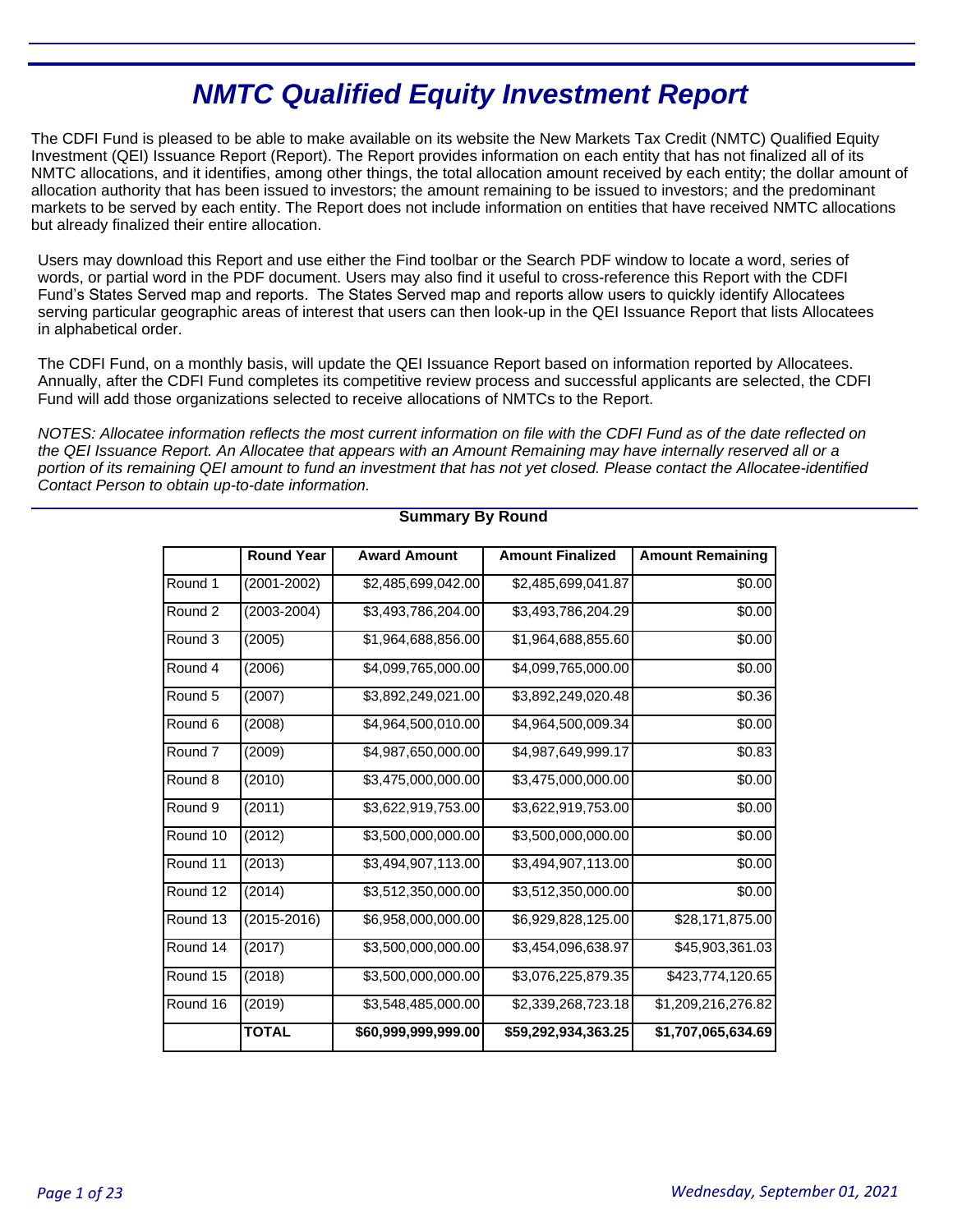# NMTC Qualified Equity Investment Report

The CDFI Fund is pleased to be able to make available on its website the New Markets Tax Credit (NMTC) Qualified Equity Investment (QEI) Issuance Report (Report). The Report provides information on each entity that has not finalized all of its NMTC allocations, and it identifies, among other things, the total allocation amount received by each entity; the dollar amount of allocation authority that has been issued to investors; the amount remaining to be issued to investors; and the predominant markets to be served by each entity. The Report does not include information on entities that have received NMTC allocations but already finalized their entire allocation.

Users may download this Report and use either the Find toolbar or the Search PDF window to locate a word, series of words, or partial word in the PDF document. Users may also find it useful to cross-reference this Report with the CDFI Fund's States Served map and reports. The States Served map and reports allow users to quickly identify Allocatees serving particular geographic areas of interest that users can then look-up in the QEI Issuance Report that lists Allocatees in alphabetical order.

The CDFI Fund, on a monthly basis, will update the QEI Issuance Report based on information reported by Allocatees. Annually, after the CDFI Fund completes its competitive review process and successful applicants are selected, the CDFI Fund will add those organizations selected to receive allocations of NMTCs to the Report.

*NOTES: Allocatee information reflects the most current information on file with the CDFI Fund as of the date reflected on the QEI Issuance Report. An Allocatee that appears with an Amount Remaining may have internally reserved all or a portion of its remaining QEI amount to fund an investment that has not yet closed. Please contact the Allocatee-identified Contact Person to obtain up-to-date information.*

## Summary By Round

| | Round Year | Award Amount | Amount Finalized | Amount Remaining |
|---|---|---|---|---|
| Round 1 | (2001-2002) | $2,485,699,042.00 | $2,485,699,041.87 | $0.00 |
| Round 2 | (2003-2004) | $3,493,786,204.00 | $3,493,786,204.29 | $0.00 |
| Round 3 | (2005) | $1,964,688,856.00 | $1,964,688,855.60 | $0.00 |
| Round 4 | (2006) | $4,099,765,000.00 | $4,099,765,000.00 | $0.00 |
| Round 5 | (2007) | $3,892,249,021.00 | $3,892,249,020.48 | $0.36 |
| Round 6 | (2008) | $4,964,500,010.00 | $4,964,500,009.34 | $0.00 |
| Round 7 | (2009) | $4,987,650,000.00 | $4,987,649,999.17 | $0.83 |
| Round 8 | (2010) | $3,475,000,000.00 | $3,475,000,000.00 | $0.00 |
| Round 9 | (2011) | $3,622,919,753.00 | $3,622,919,753.00 | $0.00 |
| Round 10 | (2012) | $3,500,000,000.00 | $3,500,000,000.00 | $0.00 |
| Round 11 | (2013) | $3,494,907,113.00 | $3,494,907,113.00 | $0.00 |
| Round 12 | (2014) | $3,512,350,000.00 | $3,512,350,000.00 | $0.00 |
| Round 13 | (2015-2016) | $6,958,000,000.00 | $6,929,828,125.00 | $28,171,875.00 |
| Round 14 | (2017) | $3,500,000,000.00 | $3,454,096,638.97 | $45,903,361.03 |
| Round 15 | (2018) | $3,500,000,000.00 | $3,076,225,879.35 | $423,774,120.65 |
| Round 16 | (2019) | $3,548,485,000.00 | $2,339,268,723.18 | $1,209,216,276.82 |
| | **TOTAL** | **$60,999,999,999.00** | **$59,292,934,363.25** | **$1,707,065,634.69** |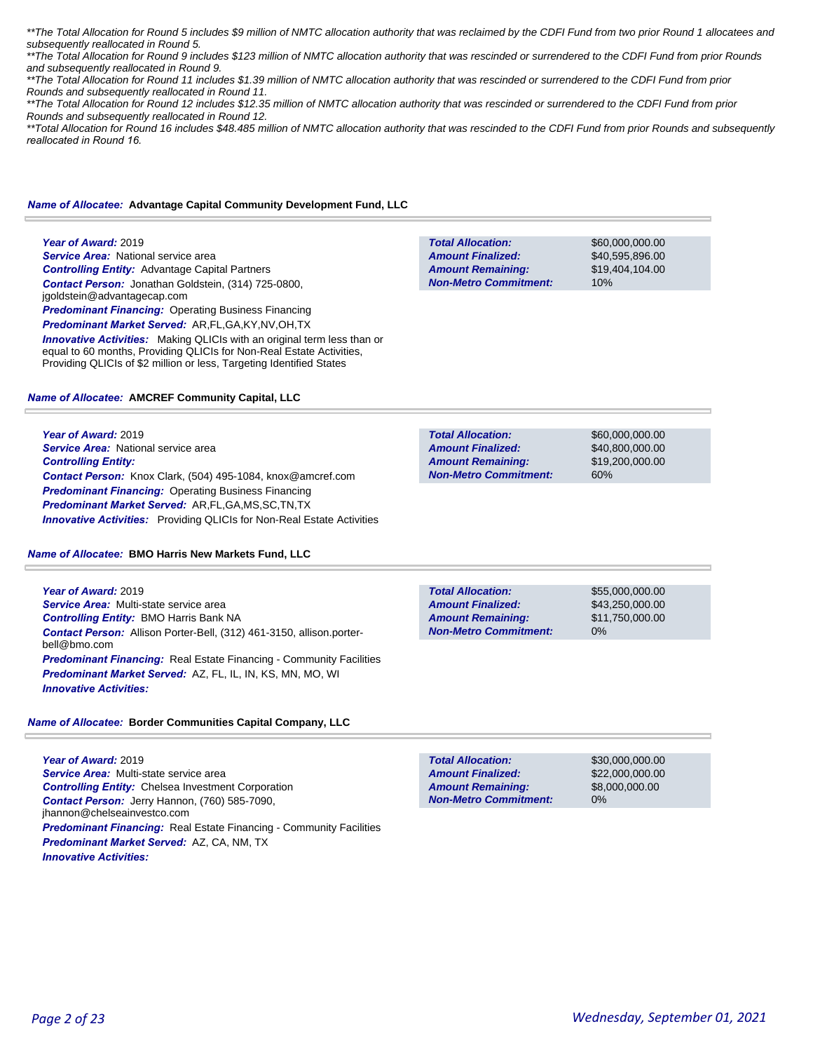*\*\*The Total Allocation for Round 5 includes $9 million of NMTC allocation authority that was reclaimed by the CDFI Fund from two prior Round 1 allocatees and subsequently reallocated in Round 5.*

*\*\*The Total Allocation for Round 9 includes $123 million of NMTC allocation authority that was rescinded or surrendered to the CDFI Fund from prior Rounds and subsequently reallocated in Round 9.*

*\*\*The Total Allocation for Round 11 includes $1.39 million of NMTC allocation authority that was rescinded or surrendered to the CDFI Fund from prior Rounds and subsequently reallocated in Round 11.*

*\*\*The Total Allocation for Round 12 includes $12.35 million of NMTC allocation authority that was rescinded or surrendered to the CDFI Fund from prior Rounds and subsequently reallocated in Round 12.*

*\*\*Total Allocation for Round 16 includes $48.485 million of NMTC allocation authority that was rescinded to the CDFI Fund from prior Rounds and subsequently reallocated in Round 16.*

### *Name of Allocatee:* Advantage Capital Community Development Fund, LLC

***Year of Award:*** 2019
***Service Area:*** National service area
***Controlling Entity:*** Advantage Capital Partners
***Contact Person:*** Jonathan Goldstein, (314) 725-0800, jgoldstein@advantagecap.com
***Predominant Financing:*** Operating Business Financing
***Predominant Market Served:*** AR,FL,GA,KY,NV,OH,TX
***Innovative Activities:*** Making QLICIs with an original term less than or equal to 60 months, Providing QLICIs for Non-Real Estate Activities, Providing QLICIs of $2 million or less, Targeting Identified States

| | |
|---|---|
| **Total Allocation:** | $60,000,000.00 |
| **Amount Finalized:** | $40,595,896.00 |
| **Amount Remaining:** | $19,404,104.00 |
| **Non-Metro Commitment:** | 10% |

### *Name of Allocatee:* AMCREF Community Capital, LLC

***Year of Award:*** 2019
***Service Area:*** National service area
***Controlling Entity:***
***Contact Person:*** Knox Clark, (504) 495-1084, knox@amcref.com
***Predominant Financing:*** Operating Business Financing
***Predominant Market Served:*** AR,FL,GA,MS,SC,TN,TX
***Innovative Activities:*** Providing QLICIs for Non-Real Estate Activities

| | |
|---|---|
| **Total Allocation:** | $60,000,000.00 |
| **Amount Finalized:** | $40,800,000.00 |
| **Amount Remaining:** | $19,200,000.00 |
| **Non-Metro Commitment:** | 60% |

### *Name of Allocatee:* BMO Harris New Markets Fund, LLC

***Year of Award:*** 2019
***Service Area:*** Multi-state service area
***Controlling Entity:*** BMO Harris Bank NA
***Contact Person:*** Allison Porter-Bell, (312) 461-3150, allison.porter-bell@bmo.com
***Predominant Financing:*** Real Estate Financing - Community Facilities
***Predominant Market Served:*** AZ, FL, IL, IN, KS, MN, MO, WI
***Innovative Activities:***

| | |
|---|---|
| **Total Allocation:** | $55,000,000.00 |
| **Amount Finalized:** | $43,250,000.00 |
| **Amount Remaining:** | $11,750,000.00 |
| **Non-Metro Commitment:** | 0% |

### *Name of Allocatee:* Border Communities Capital Company, LLC

***Year of Award:*** 2019
***Service Area:*** Multi-state service area
***Controlling Entity:*** Chelsea Investment Corporation
***Contact Person:*** Jerry Hannon, (760) 585-7090, jhannon@chelseainvestco.com
***Predominant Financing:*** Real Estate Financing - Community Facilities
***Predominant Market Served:*** AZ, CA, NM, TX
***Innovative Activities:***

| | |
|---|---|
| **Total Allocation:** | $30,000,000.00 |
| **Amount Finalized:** | $22,000,000.00 |
| **Amount Remaining:** | $8,000,000.00 |
| **Non-Metro Commitment:** | 0% |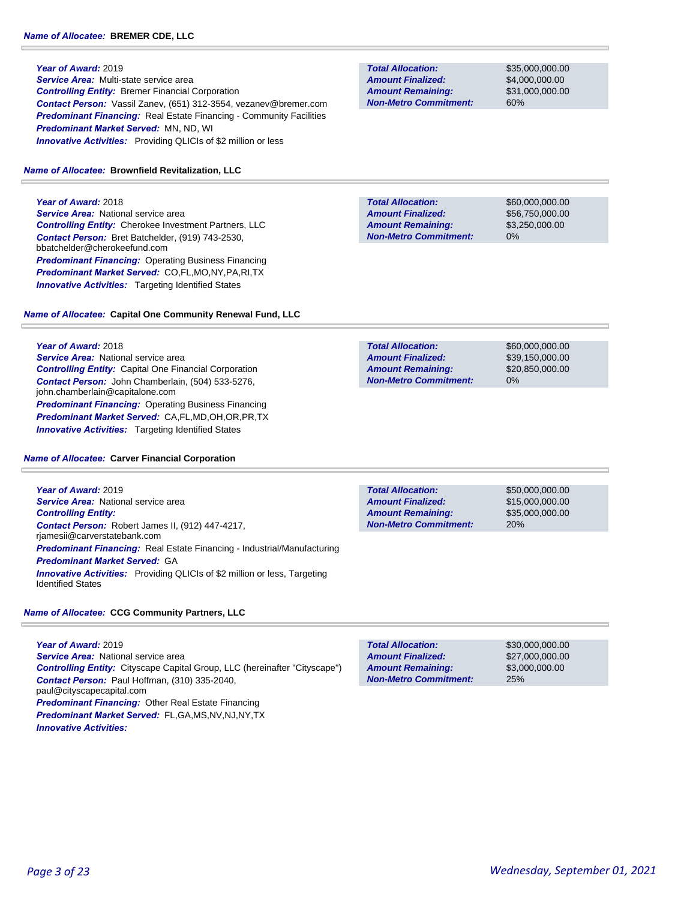**Name of Allocatee:** **BREMER CDE, LLC**

***Year of Award:*** 2019
***Service Area:*** Multi-state service area
***Controlling Entity:*** Bremer Financial Corporation
***Contact Person:*** Vassil Zanev, (651) 312-3554, vezanev@bremer.com
***Predominant Financing:*** Real Estate Financing - Community Facilities
***Predominant Market Served:*** MN, ND, WI
***Innovative Activities:*** Providing QLICIs of $2 million or less

| | |
|---|---|
| ***Total Allocation:*** | $35,000,000.00 |
| ***Amount Finalized:*** | $4,000,000.00 |
| ***Amount Remaining:*** | $31,000,000.00 |
| ***Non-Metro Commitment:*** | 60% |

**Name of Allocatee:** **Brownfield Revitalization, LLC**

***Year of Award:*** 2018
***Service Area:*** National service area
***Controlling Entity:*** Cherokee Investment Partners, LLC
***Contact Person:*** Bret Batchelder, (919) 743-2530, bbatchelder@cherokeefund.com
***Predominant Financing:*** Operating Business Financing
***Predominant Market Served:*** CO,FL,MO,NY,PA,RI,TX
***Innovative Activities:*** Targeting Identified States

| | |
|---|---|
| ***Total Allocation:*** | $60,000,000.00 |
| ***Amount Finalized:*** | $56,750,000.00 |
| ***Amount Remaining:*** | $3,250,000.00 |
| ***Non-Metro Commitment:*** | 0% |

**Name of Allocatee:** **Capital One Community Renewal Fund, LLC**

***Year of Award:*** 2018
***Service Area:*** National service area
***Controlling Entity:*** Capital One Financial Corporation
***Contact Person:*** John Chamberlain, (504) 533-5276, john.chamberlain@capitalone.com
***Predominant Financing:*** Operating Business Financing
***Predominant Market Served:*** CA,FL,MD,OH,OR,PR,TX
***Innovative Activities:*** Targeting Identified States

| | |
|---|---|
| ***Total Allocation:*** | $60,000,000.00 |
| ***Amount Finalized:*** | $39,150,000.00 |
| ***Amount Remaining:*** | $20,850,000.00 |
| ***Non-Metro Commitment:*** | 0% |

**Name of Allocatee:** **Carver Financial Corporation**

***Year of Award:*** 2019
***Service Area:*** National service area
***Controlling Entity:***
***Contact Person:*** Robert James II, (912) 447-4217, rjamesii@carverstatebank.com
***Predominant Financing:*** Real Estate Financing - Industrial/Manufacturing
***Predominant Market Served:*** GA
***Innovative Activities:*** Providing QLICIs of $2 million or less, Targeting Identified States

| | |
|---|---|
| ***Total Allocation:*** | $50,000,000.00 |
| ***Amount Finalized:*** | $15,000,000.00 |
| ***Amount Remaining:*** | $35,000,000.00 |
| ***Non-Metro Commitment:*** | 20% |

**Name of Allocatee:** **CCG Community Partners, LLC**

***Year of Award:*** 2019
***Service Area:*** National service area
***Controlling Entity:*** Cityscape Capital Group, LLC (hereinafter "Cityscape")
***Contact Person:*** Paul Hoffman, (310) 335-2040, paul@cityscapecapital.com
***Predominant Financing:*** Other Real Estate Financing
***Predominant Market Served:*** FL,GA,MS,NV,NJ,NY,TX
***Innovative Activities:***

| | |
|---|---|
| ***Total Allocation:*** | $30,000,000.00 |
| ***Amount Finalized:*** | $27,000,000.00 |
| ***Amount Remaining:*** | $3,000,000.00 |
| ***Non-Metro Commitment:*** | 25% |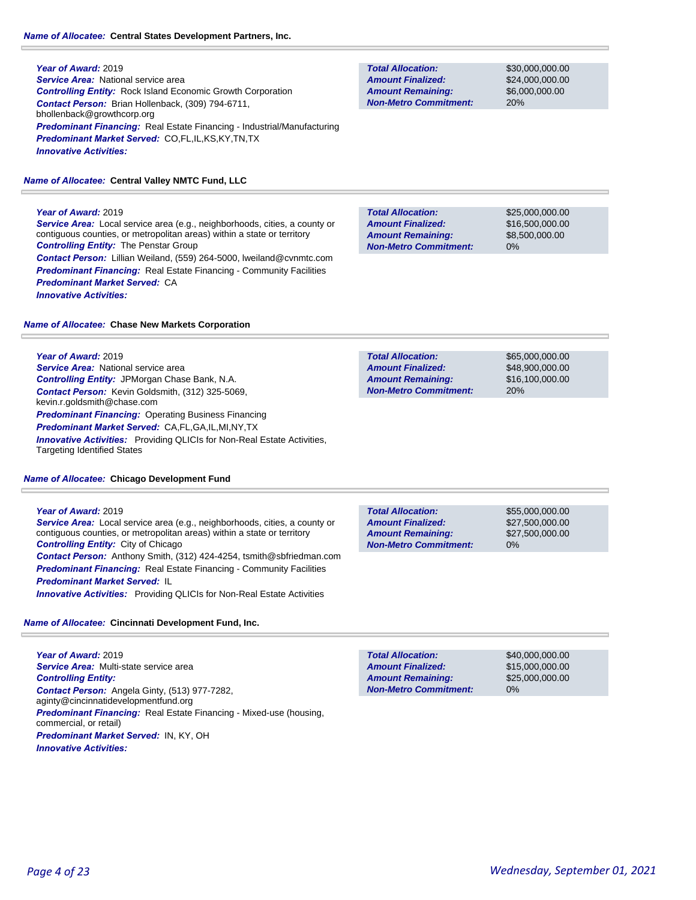**Name of Allocatee:** **Central States Development Partners, Inc.**

***Year of Award:*** 2019
***Service Area:*** National service area
***Controlling Entity:*** Rock Island Economic Growth Corporation
***Contact Person:*** Brian Hollenback, (309) 794-6711, bhollenback@growthcorp.org
***Predominant Financing:*** Real Estate Financing - Industrial/Manufacturing
***Predominant Market Served:*** CO,FL,IL,KS,KY,TN,TX
***Innovative Activities:***

| | |
|---|---|
| **Total Allocation:** | $30,000,000.00 |
| **Amount Finalized:** | $24,000,000.00 |
| **Amount Remaining:** | $6,000,000.00 |
| **Non-Metro Commitment:** | 20% |

**Name of Allocatee:** **Central Valley NMTC Fund, LLC**

***Year of Award:*** 2019
***Service Area:*** Local service area (e.g., neighborhoods, cities, a county or contiguous counties, or metropolitan areas) within a state or territory
***Controlling Entity:*** The Penstar Group
***Contact Person:*** Lillian Weiland, (559) 264-5000, lweiland@cvnmtc.com
***Predominant Financing:*** Real Estate Financing - Community Facilities
***Predominant Market Served:*** CA
***Innovative Activities:***

| | |
|---|---|
| **Total Allocation:** | $25,000,000.00 |
| **Amount Finalized:** | $16,500,000.00 |
| **Amount Remaining:** | $8,500,000.00 |
| **Non-Metro Commitment:** | 0% |

**Name of Allocatee:** **Chase New Markets Corporation**

***Year of Award:*** 2019
***Service Area:*** National service area
***Controlling Entity:*** JPMorgan Chase Bank, N.A.
***Contact Person:*** Kevin Goldsmith, (312) 325-5069, kevin.r.goldsmith@chase.com
***Predominant Financing:*** Operating Business Financing
***Predominant Market Served:*** CA,FL,GA,IL,MI,NY,TX
***Innovative Activities:*** Providing QLICIs for Non-Real Estate Activities, Targeting Identified States

| | |
|---|---|
| **Total Allocation:** | $65,000,000.00 |
| **Amount Finalized:** | $48,900,000.00 |
| **Amount Remaining:** | $16,100,000.00 |
| **Non-Metro Commitment:** | 20% |

**Name of Allocatee:** **Chicago Development Fund**

***Year of Award:*** 2019
***Service Area:*** Local service area (e.g., neighborhoods, cities, a county or contiguous counties, or metropolitan areas) within a state or territory
***Controlling Entity:*** City of Chicago
***Contact Person:*** Anthony Smith, (312) 424-4254, tsmith@sbfriedman.com
***Predominant Financing:*** Real Estate Financing - Community Facilities
***Predominant Market Served:*** IL
***Innovative Activities:*** Providing QLICIs for Non-Real Estate Activities

| | |
|---|---|
| **Total Allocation:** | $55,000,000.00 |
| **Amount Finalized:** | $27,500,000.00 |
| **Amount Remaining:** | $27,500,000.00 |
| **Non-Metro Commitment:** | 0% |

**Name of Allocatee:** **Cincinnati Development Fund, Inc.**

***Year of Award:*** 2019
***Service Area:*** Multi-state service area
***Controlling Entity:***
***Contact Person:*** Angela Ginty, (513) 977-7282, aginty@cincinnatidevelopmentfund.org
***Predominant Financing:*** Real Estate Financing - Mixed-use (housing, commercial, or retail)
***Predominant Market Served:*** IN, KY, OH
***Innovative Activities:***

| | |
|---|---|
| **Total Allocation:** | $40,000,000.00 |
| **Amount Finalized:** | $15,000,000.00 |
| **Amount Remaining:** | $25,000,000.00 |
| **Non-Metro Commitment:** | 0% |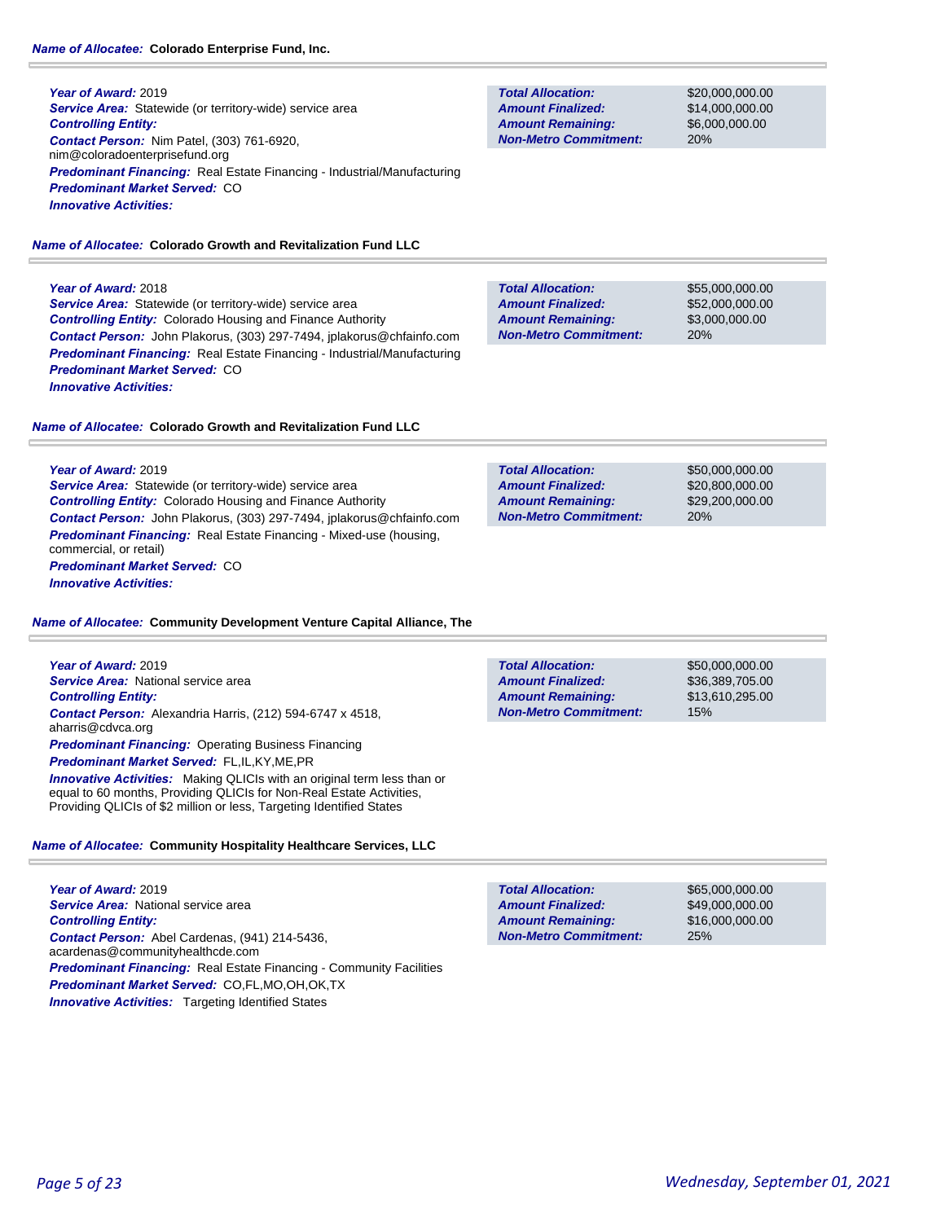**Name of Allocatee:** **Colorado Enterprise Fund, Inc.**

**Year of Award:** 2019
**Service Area:** Statewide (or territory-wide) service area
**Controlling Entity:**
**Contact Person:** Nim Patel, (303) 761-6920, nim@coloradoenterprisefund.org
**Predominant Financing:** Real Estate Financing - Industrial/Manufacturing
**Predominant Market Served:** CO
**Innovative Activities:**

| | |
|---|---|
| **Total Allocation:** | $20,000,000.00 |
| **Amount Finalized:** | $14,000,000.00 |
| **Amount Remaining:** | $6,000,000.00 |
| **Non-Metro Commitment:** | 20% |

**Name of Allocatee:** **Colorado Growth and Revitalization Fund LLC**

**Year of Award:** 2018
**Service Area:** Statewide (or territory-wide) service area
**Controlling Entity:** Colorado Housing and Finance Authority
**Contact Person:** John Plakorus, (303) 297-7494, jplakorus@chfainfo.com
**Predominant Financing:** Real Estate Financing - Industrial/Manufacturing
**Predominant Market Served:** CO
**Innovative Activities:**

| | |
|---|---|
| **Total Allocation:** | $55,000,000.00 |
| **Amount Finalized:** | $52,000,000.00 |
| **Amount Remaining:** | $3,000,000.00 |
| **Non-Metro Commitment:** | 20% |

**Name of Allocatee:** **Colorado Growth and Revitalization Fund LLC**

**Year of Award:** 2019
**Service Area:** Statewide (or territory-wide) service area
**Controlling Entity:** Colorado Housing and Finance Authority
**Contact Person:** John Plakorus, (303) 297-7494, jplakorus@chfainfo.com
**Predominant Financing:** Real Estate Financing - Mixed-use (housing, commercial, or retail)
**Predominant Market Served:** CO
**Innovative Activities:**

| | |
|---|---|
| **Total Allocation:** | $50,000,000.00 |
| **Amount Finalized:** | $20,800,000.00 |
| **Amount Remaining:** | $29,200,000.00 |
| **Non-Metro Commitment:** | 20% |

**Name of Allocatee:** **Community Development Venture Capital Alliance, The**

**Year of Award:** 2019
**Service Area:** National service area
**Controlling Entity:**
**Contact Person:** Alexandria Harris, (212) 594-6747 x 4518, aharris@cdvca.org
**Predominant Financing:** Operating Business Financing
**Predominant Market Served:** FL,IL,KY,ME,PR
**Innovative Activities:** Making QLICIs with an original term less than or equal to 60 months, Providing QLICIs for Non-Real Estate Activities, Providing QLICIs of $2 million or less, Targeting Identified States

| | |
|---|---|
| **Total Allocation:** | $50,000,000.00 |
| **Amount Finalized:** | $36,389,705.00 |
| **Amount Remaining:** | $13,610,295.00 |
| **Non-Metro Commitment:** | 15% |

**Name of Allocatee:** **Community Hospitality Healthcare Services, LLC**

**Year of Award:** 2019
**Service Area:** National service area
**Controlling Entity:**
**Contact Person:** Abel Cardenas, (941) 214-5436, acardenas@communityhealthcde.com
**Predominant Financing:** Real Estate Financing - Community Facilities
**Predominant Market Served:** CO,FL,MO,OH,OK,TX
**Innovative Activities:** Targeting Identified States

| | |
|---|---|
| **Total Allocation:** | $65,000,000.00 |
| **Amount Finalized:** | $49,000,000.00 |
| **Amount Remaining:** | $16,000,000.00 |
| **Non-Metro Commitment:** | 25% |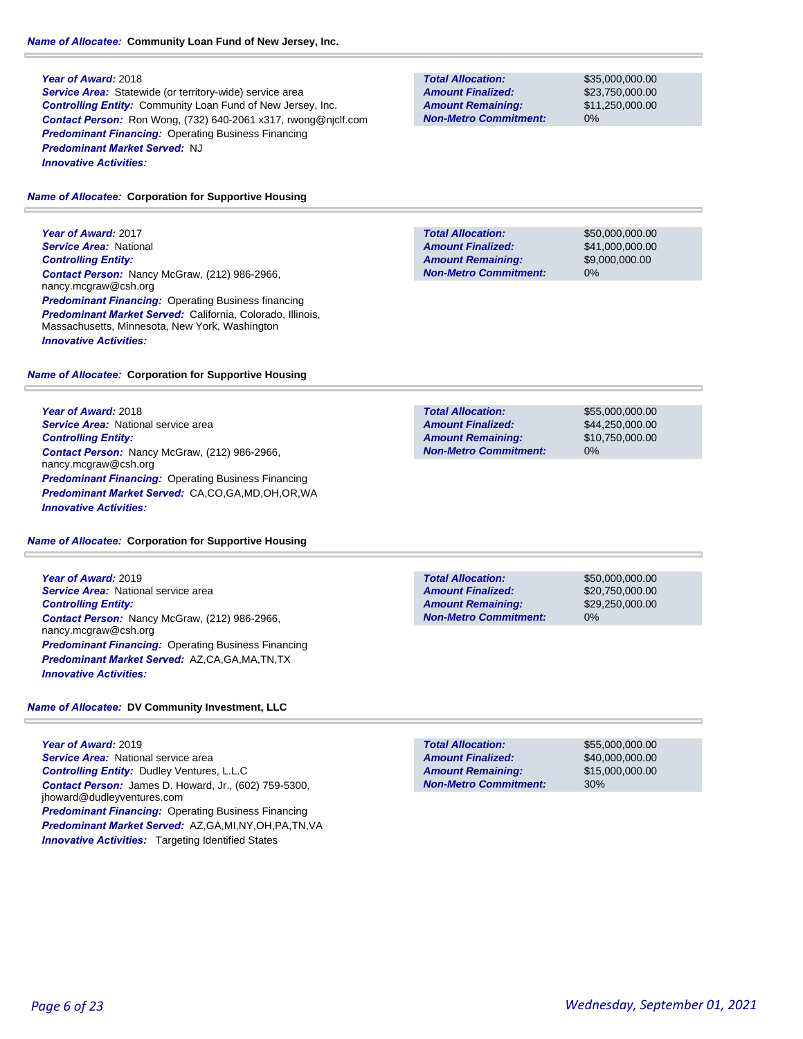**Name of Allocatee:** **Community Loan Fund of New Jersey, Inc.**

**Year of Award:** 2018
**Service Area:** Statewide (or territory-wide) service area
**Controlling Entity:** Community Loan Fund of New Jersey, Inc.
**Contact Person:** Ron Wong, (732) 640-2061 x317, rwong@njclf.com
**Predominant Financing:** Operating Business Financing
**Predominant Market Served:** NJ
**Innovative Activities:**

| | |
|---|---|
| **Total Allocation:** | $35,000,000.00 |
| **Amount Finalized:** | $23,750,000.00 |
| **Amount Remaining:** | $11,250,000.00 |
| **Non-Metro Commitment:** | 0% |

**Name of Allocatee:** **Corporation for Supportive Housing**

**Year of Award:** 2017
**Service Area:** National
**Controlling Entity:**
**Contact Person:** Nancy McGraw, (212) 986-2966, nancy.mcgraw@csh.org
**Predominant Financing:** Operating Business financing
**Predominant Market Served:** California, Colorado, Illinois, Massachusetts, Minnesota, New York, Washington
**Innovative Activities:**

| | |
|---|---|
| **Total Allocation:** | $50,000,000.00 |
| **Amount Finalized:** | $41,000,000.00 |
| **Amount Remaining:** | $9,000,000.00 |
| **Non-Metro Commitment:** | 0% |

**Name of Allocatee:** **Corporation for Supportive Housing**

**Year of Award:** 2018
**Service Area:** National service area
**Controlling Entity:**
**Contact Person:** Nancy McGraw, (212) 986-2966, nancy.mcgraw@csh.org
**Predominant Financing:** Operating Business Financing
**Predominant Market Served:** CA,CO,GA,MD,OH,OR,WA
**Innovative Activities:**

| | |
|---|---|
| **Total Allocation:** | $55,000,000.00 |
| **Amount Finalized:** | $44,250,000.00 |
| **Amount Remaining:** | $10,750,000.00 |
| **Non-Metro Commitment:** | 0% |

**Name of Allocatee:** **Corporation for Supportive Housing**

**Year of Award:** 2019
**Service Area:** National service area
**Controlling Entity:**
**Contact Person:** Nancy McGraw, (212) 986-2966, nancy.mcgraw@csh.org
**Predominant Financing:** Operating Business Financing
**Predominant Market Served:** AZ,CA,GA,MA,TN,TX
**Innovative Activities:**

| | |
|---|---|
| **Total Allocation:** | $50,000,000.00 |
| **Amount Finalized:** | $20,750,000.00 |
| **Amount Remaining:** | $29,250,000.00 |
| **Non-Metro Commitment:** | 0% |

**Name of Allocatee:** **DV Community Investment, LLC**

**Year of Award:** 2019
**Service Area:** National service area
**Controlling Entity:** Dudley Ventures, L.L.C
**Contact Person:** James D. Howard, Jr., (602) 759-5300, jhoward@dudleyventures.com
**Predominant Financing:** Operating Business Financing
**Predominant Market Served:** AZ,GA,MI,NY,OH,PA,TN,VA
**Innovative Activities:** Targeting Identified States

| | |
|---|---|
| **Total Allocation:** | $55,000,000.00 |
| **Amount Finalized:** | $40,000,000.00 |
| **Amount Remaining:** | $15,000,000.00 |
| **Non-Metro Commitment:** | 30% |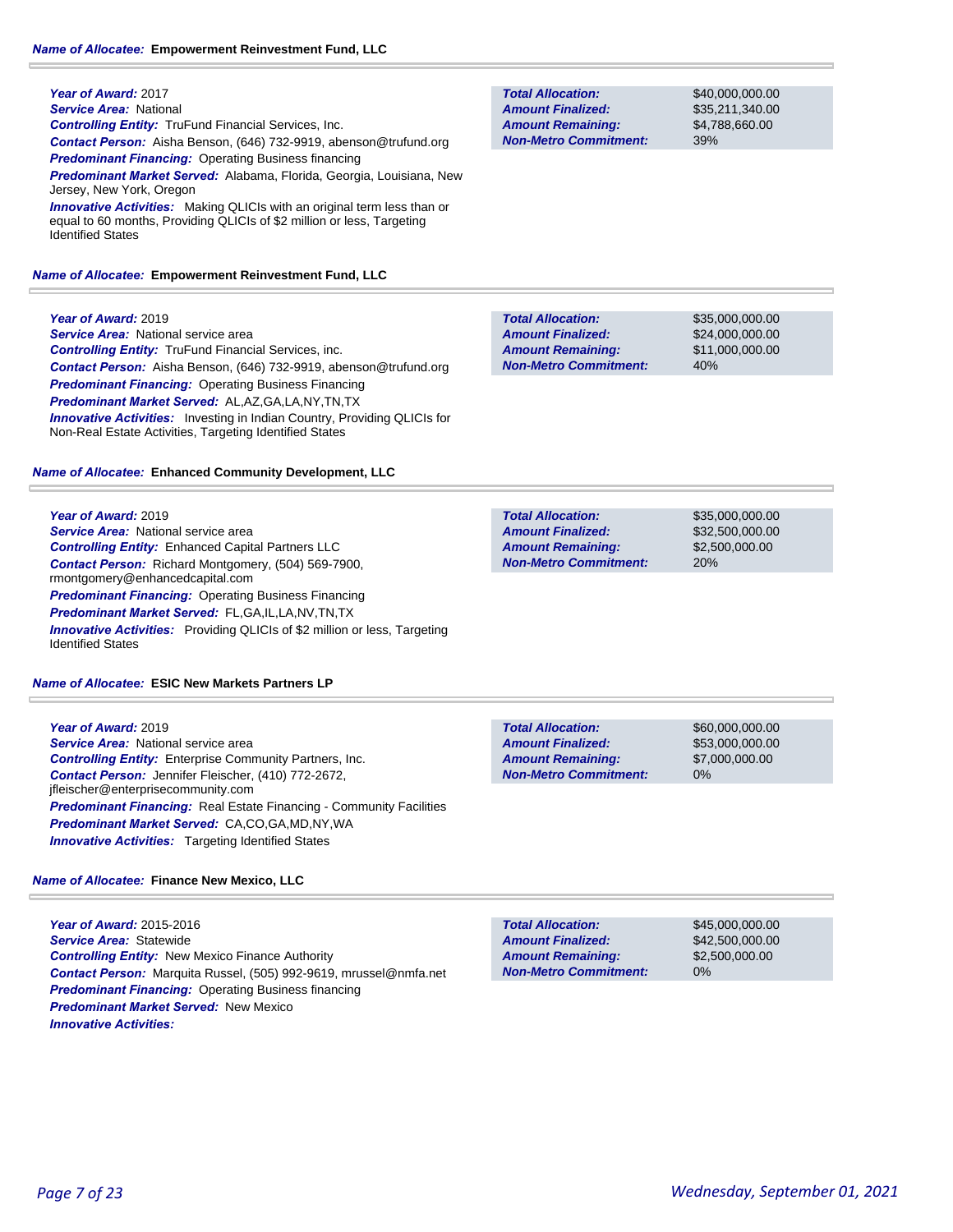**Name of Allocatee:** Empowerment Reinvestment Fund, LLC

**Year of Award:** 2017
**Service Area:** National
**Controlling Entity:** TruFund Financial Services, Inc.
**Contact Person:** Aisha Benson, (646) 732-9919, abenson@trufund.org
**Predominant Financing:** Operating Business financing
**Predominant Market Served:** Alabama, Florida, Georgia, Louisiana, New Jersey, New York, Oregon
**Innovative Activities:** Making QLICIs with an original term less than or equal to 60 months, Providing QLICIs of $2 million or less, Targeting Identified States

| | |
|---|---|
| **Total Allocation:** | $40,000,000.00 |
| **Amount Finalized:** | $35,211,340.00 |
| **Amount Remaining:** | $4,788,660.00 |
| **Non-Metro Commitment:** | 39% |

**Name of Allocatee:** Empowerment Reinvestment Fund, LLC

**Year of Award:** 2019
**Service Area:** National service area
**Controlling Entity:** TruFund Financial Services, inc.
**Contact Person:** Aisha Benson, (646) 732-9919, abenson@trufund.org
**Predominant Financing:** Operating Business Financing
**Predominant Market Served:** AL,AZ,GA,LA,NY,TN,TX
**Innovative Activities:** Investing in Indian Country, Providing QLICIs for Non-Real Estate Activities, Targeting Identified States

| | |
|---|---|
| **Total Allocation:** | $35,000,000.00 |
| **Amount Finalized:** | $24,000,000.00 |
| **Amount Remaining:** | $11,000,000.00 |
| **Non-Metro Commitment:** | 40% |

**Name of Allocatee:** Enhanced Community Development, LLC

**Year of Award:** 2019
**Service Area:** National service area
**Controlling Entity:** Enhanced Capital Partners LLC
**Contact Person:** Richard Montgomery, (504) 569-7900, rmontgomery@enhancedcapital.com
**Predominant Financing:** Operating Business Financing
**Predominant Market Served:** FL,GA,IL,LA,NV,TN,TX
**Innovative Activities:** Providing QLICIs of $2 million or less, Targeting Identified States

| | |
|---|---|
| **Total Allocation:** | $35,000,000.00 |
| **Amount Finalized:** | $32,500,000.00 |
| **Amount Remaining:** | $2,500,000.00 |
| **Non-Metro Commitment:** | 20% |

**Name of Allocatee:** ESIC New Markets Partners LP

**Year of Award:** 2019
**Service Area:** National service area
**Controlling Entity:** Enterprise Community Partners, Inc.
**Contact Person:** Jennifer Fleischer, (410) 772-2672, jfleischer@enterprisecommunity.com
**Predominant Financing:** Real Estate Financing - Community Facilities
**Predominant Market Served:** CA,CO,GA,MD,NY,WA
**Innovative Activities:** Targeting Identified States

| | |
|---|---|
| **Total Allocation:** | $60,000,000.00 |
| **Amount Finalized:** | $53,000,000.00 |
| **Amount Remaining:** | $7,000,000.00 |
| **Non-Metro Commitment:** | 0% |

**Name of Allocatee:** Finance New Mexico, LLC

**Year of Award:** 2015-2016
**Service Area:** Statewide
**Controlling Entity:** New Mexico Finance Authority
**Contact Person:** Marquita Russel, (505) 992-9619, mrussel@nmfa.net
**Predominant Financing:** Operating Business financing
**Predominant Market Served:** New Mexico
**Innovative Activities:**

| | |
|---|---|
| **Total Allocation:** | $45,000,000.00 |
| **Amount Finalized:** | $42,500,000.00 |
| **Amount Remaining:** | $2,500,000.00 |
| **Non-Metro Commitment:** | 0% |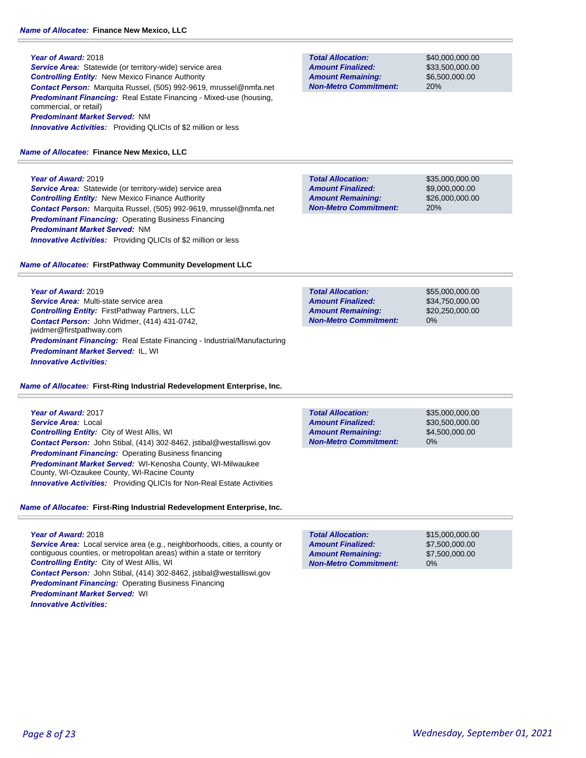**Name of Allocatee:** **Finance New Mexico, LLC**

***Year of Award:*** 2018
***Service Area:*** Statewide (or territory-wide) service area
***Controlling Entity:*** New Mexico Finance Authority
***Contact Person:*** Marquita Russel, (505) 992-9619, mrussel@nmfa.net
***Predominant Financing:*** Real Estate Financing - Mixed-use (housing, commercial, or retail)
***Predominant Market Served:*** NM
***Innovative Activities:*** Providing QLICIs of $2 million or less

| | |
|---|---|
| **Total Allocation:** | $40,000,000.00 |
| **Amount Finalized:** | $33,500,000.00 |
| **Amount Remaining:** | $6,500,000.00 |
| **Non-Metro Commitment:** | 20% |

**Name of Allocatee:** **Finance New Mexico, LLC**

***Year of Award:*** 2019
***Service Area:*** Statewide (or territory-wide) service area
***Controlling Entity:*** New Mexico Finance Authority
***Contact Person:*** Marquita Russel, (505) 992-9619, mrussel@nmfa.net
***Predominant Financing:*** Operating Business Financing
***Predominant Market Served:*** NM
***Innovative Activities:*** Providing QLICIs of $2 million or less

| | |
|---|---|
| **Total Allocation:** | $35,000,000.00 |
| **Amount Finalized:** | $9,000,000.00 |
| **Amount Remaining:** | $26,000,000.00 |
| **Non-Metro Commitment:** | 20% |

**Name of Allocatee:** **FirstPathway Community Development LLC**

***Year of Award:*** 2019
***Service Area:*** Multi-state service area
***Controlling Entity:*** FirstPathway Partners, LLC
***Contact Person:*** John Widmer, (414) 431-0742, jwidmer@firstpathway.com
***Predominant Financing:*** Real Estate Financing - Industrial/Manufacturing
***Predominant Market Served:*** IL, WI
***Innovative Activities:***

| | |
|---|---|
| **Total Allocation:** | $55,000,000.00 |
| **Amount Finalized:** | $34,750,000.00 |
| **Amount Remaining:** | $20,250,000.00 |
| **Non-Metro Commitment:** | 0% |

**Name of Allocatee:** **First-Ring Industrial Redevelopment Enterprise, Inc.**

***Year of Award:*** 2017
***Service Area:*** Local
***Controlling Entity:*** City of West Allis, WI
***Contact Person:*** John Stibal, (414) 302-8462, jstibal@westalliswi.gov
***Predominant Financing:*** Operating Business financing
***Predominant Market Served:*** WI-Kenosha County, WI-Milwaukee County, WI-Ozaukee County, WI-Racine County
***Innovative Activities:*** Providing QLICIs for Non-Real Estate Activities

| | |
|---|---|
| **Total Allocation:** | $35,000,000.00 |
| **Amount Finalized:** | $30,500,000.00 |
| **Amount Remaining:** | $4,500,000.00 |
| **Non-Metro Commitment:** | 0% |

**Name of Allocatee:** **First-Ring Industrial Redevelopment Enterprise, Inc.**

***Year of Award:*** 2018
***Service Area:*** Local service area (e.g., neighborhoods, cities, a county or contiguous counties, or metropolitan areas) within a state or territory
***Controlling Entity:*** City of West Allis, WI
***Contact Person:*** John Stibal, (414) 302-8462, jstibal@westalliswi.gov
***Predominant Financing:*** Operating Business Financing
***Predominant Market Served:*** WI
***Innovative Activities:***

| | |
|---|---|
| **Total Allocation:** | $15,000,000.00 |
| **Amount Finalized:** | $7,500,000.00 |
| **Amount Remaining:** | $7,500,000.00 |
| **Non-Metro Commitment:** | 0% |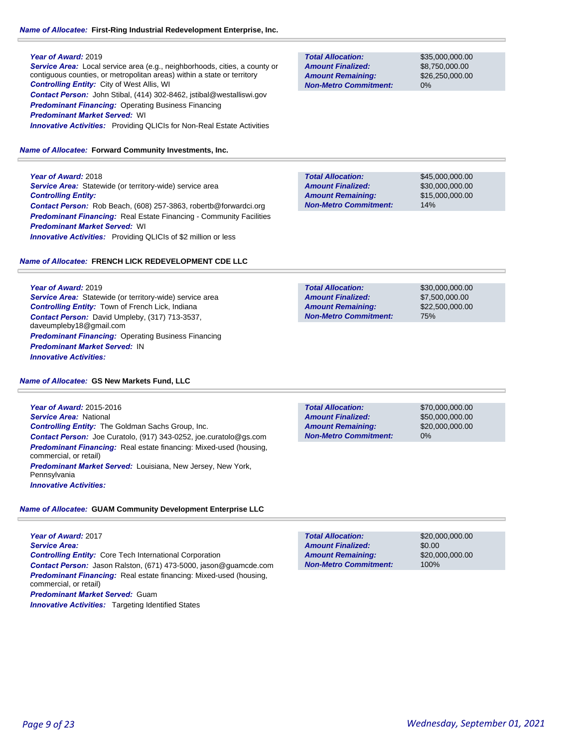**Name of Allocatee:** **First-Ring Industrial Redevelopment Enterprise, Inc.**

***Year of Award:*** 2019
***Service Area:*** Local service area (e.g., neighborhoods, cities, a county or contiguous counties, or metropolitan areas) within a state or territory
***Controlling Entity:*** City of West Allis, WI
***Contact Person:*** John Stibal, (414) 302-8462, jstibal@westalliswi.gov
***Predominant Financing:*** Operating Business Financing
***Predominant Market Served:*** WI
***Innovative Activities:*** Providing QLICIs for Non-Real Estate Activities

| | |
|---|---|
| ***Total Allocation:*** | $35,000,000.00 |
| ***Amount Finalized:*** | $8,750,000.00 |
| ***Amount Remaining:*** | $26,250,000.00 |
| ***Non-Metro Commitment:*** | 0% |

**Name of Allocatee:** **Forward Community Investments, Inc.**

***Year of Award:*** 2018
***Service Area:*** Statewide (or territory-wide) service area
***Controlling Entity:***
***Contact Person:*** Rob Beach, (608) 257-3863, robertb@forwardci.org
***Predominant Financing:*** Real Estate Financing - Community Facilities
***Predominant Market Served:*** WI
***Innovative Activities:*** Providing QLICIs of $2 million or less

| | |
|---|---|
| ***Total Allocation:*** | $45,000,000.00 |
| ***Amount Finalized:*** | $30,000,000.00 |
| ***Amount Remaining:*** | $15,000,000.00 |
| ***Non-Metro Commitment:*** | 14% |

**Name of Allocatee:** **FRENCH LICK REDEVELOPMENT CDE LLC**

***Year of Award:*** 2019
***Service Area:*** Statewide (or territory-wide) service area
***Controlling Entity:*** Town of French Lick, Indiana
***Contact Person:*** David Umpleby, (317) 713-3537, daveumpleby18@gmail.com
***Predominant Financing:*** Operating Business Financing
***Predominant Market Served:*** IN
***Innovative Activities:***

| | |
|---|---|
| ***Total Allocation:*** | $30,000,000.00 |
| ***Amount Finalized:*** | $7,500,000.00 |
| ***Amount Remaining:*** | $22,500,000.00 |
| ***Non-Metro Commitment:*** | 75% |

**Name of Allocatee:** **GS New Markets Fund, LLC**

***Year of Award:*** 2015-2016
***Service Area:*** National
***Controlling Entity:*** The Goldman Sachs Group, Inc.
***Contact Person:*** Joe Curatolo, (917) 343-0252, joe.curatolo@gs.com
***Predominant Financing:*** Real estate financing: Mixed-used (housing, commercial, or retail)
***Predominant Market Served:*** Louisiana, New Jersey, New York, Pennsylvania
***Innovative Activities:***

| | |
|---|---|
| ***Total Allocation:*** | $70,000,000.00 |
| ***Amount Finalized:*** | $50,000,000.00 |
| ***Amount Remaining:*** | $20,000,000.00 |
| ***Non-Metro Commitment:*** | 0% |

**Name of Allocatee:** **GUAM Community Development Enterprise LLC**

***Year of Award:*** 2017
***Service Area:***
***Controlling Entity:*** Core Tech International Corporation
***Contact Person:*** Jason Ralston, (671) 473-5000, jason@guamcde.com
***Predominant Financing:*** Real estate financing: Mixed-used (housing, commercial, or retail)
***Predominant Market Served:*** Guam
***Innovative Activities:*** Targeting Identified States

| | |
|---|---|
| ***Total Allocation:*** | $20,000,000.00 |
| ***Amount Finalized:*** | $0.00 |
| ***Amount Remaining:*** | $20,000,000.00 |
| ***Non-Metro Commitment:*** | 100% |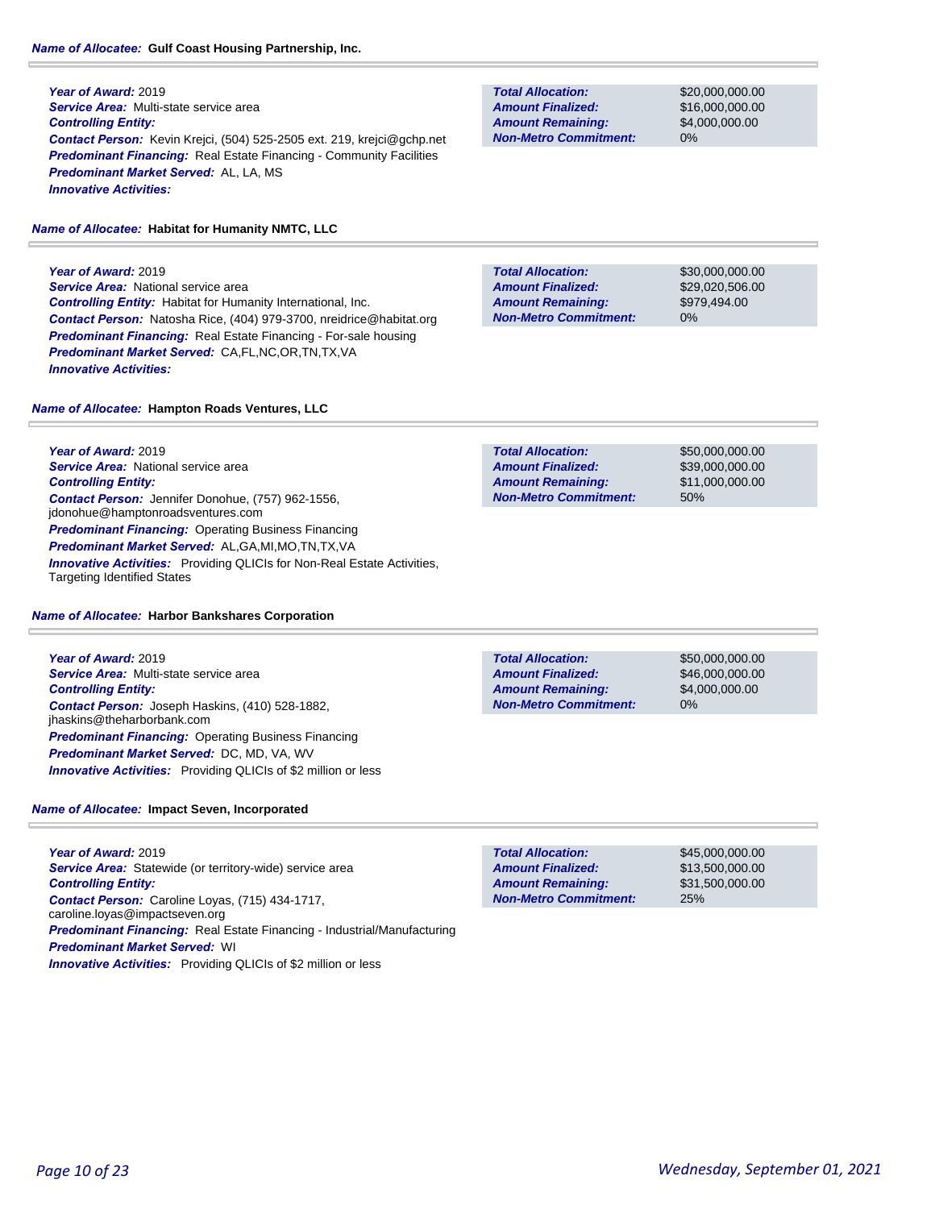**Name of Allocatee:** **Gulf Coast Housing Partnership, Inc.**

***Year of Award:*** 2019
***Service Area:*** Multi-state service area
***Controlling Entity:***
***Contact Person:*** Kevin Krejci, (504) 525-2505 ext. 219, krejci@gchp.net
***Predominant Financing:*** Real Estate Financing - Community Facilities
***Predominant Market Served:*** AL, LA, MS
***Innovative Activities:***

| | |
|---|---|
| ***Total Allocation:*** | $20,000,000.00 |
| ***Amount Finalized:*** | $16,000,000.00 |
| ***Amount Remaining:*** | $4,000,000.00 |
| ***Non-Metro Commitment:*** | 0% |

**Name of Allocatee:** **Habitat for Humanity NMTC, LLC**

***Year of Award:*** 2019
***Service Area:*** National service area
***Controlling Entity:*** Habitat for Humanity International, Inc.
***Contact Person:*** Natosha Rice, (404) 979-3700, nreidrice@habitat.org
***Predominant Financing:*** Real Estate Financing - For-sale housing
***Predominant Market Served:*** CA,FL,NC,OR,TN,TX,VA
***Innovative Activities:***

| | |
|---|---|
| ***Total Allocation:*** | $30,000,000.00 |
| ***Amount Finalized:*** | $29,020,506.00 |
| ***Amount Remaining:*** | $979,494.00 |
| ***Non-Metro Commitment:*** | 0% |

**Name of Allocatee:** **Hampton Roads Ventures, LLC**

***Year of Award:*** 2019
***Service Area:*** National service area
***Controlling Entity:***
***Contact Person:*** Jennifer Donohue, (757) 962-1556, jdonohue@hamptonroadsventures.com
***Predominant Financing:*** Operating Business Financing
***Predominant Market Served:*** AL,GA,MI,MO,TN,TX,VA
***Innovative Activities:*** Providing QLICIs for Non-Real Estate Activities, Targeting Identified States

| | |
|---|---|
| ***Total Allocation:*** | $50,000,000.00 |
| ***Amount Finalized:*** | $39,000,000.00 |
| ***Amount Remaining:*** | $11,000,000.00 |
| ***Non-Metro Commitment:*** | 50% |

**Name of Allocatee:** **Harbor Bankshares Corporation**

***Year of Award:*** 2019
***Service Area:*** Multi-state service area
***Controlling Entity:***
***Contact Person:*** Joseph Haskins, (410) 528-1882, jhaskins@theharborbank.com
***Predominant Financing:*** Operating Business Financing
***Predominant Market Served:*** DC, MD, VA, WV
***Innovative Activities:*** Providing QLICIs of $2 million or less

| | |
|---|---|
| ***Total Allocation:*** | $50,000,000.00 |
| ***Amount Finalized:*** | $46,000,000.00 |
| ***Amount Remaining:*** | $4,000,000.00 |
| ***Non-Metro Commitment:*** | 0% |

**Name of Allocatee:** **Impact Seven, Incorporated**

***Year of Award:*** 2019
***Service Area:*** Statewide (or territory-wide) service area
***Controlling Entity:***
***Contact Person:*** Caroline Loyas, (715) 434-1717, caroline.loyas@impactseven.org
***Predominant Financing:*** Real Estate Financing - Industrial/Manufacturing
***Predominant Market Served:*** WI
***Innovative Activities:*** Providing QLICIs of $2 million or less

| | |
|---|---|
| ***Total Allocation:*** | $45,000,000.00 |
| ***Amount Finalized:*** | $13,500,000.00 |
| ***Amount Remaining:*** | $31,500,000.00 |
| ***Non-Metro Commitment:*** | 25% |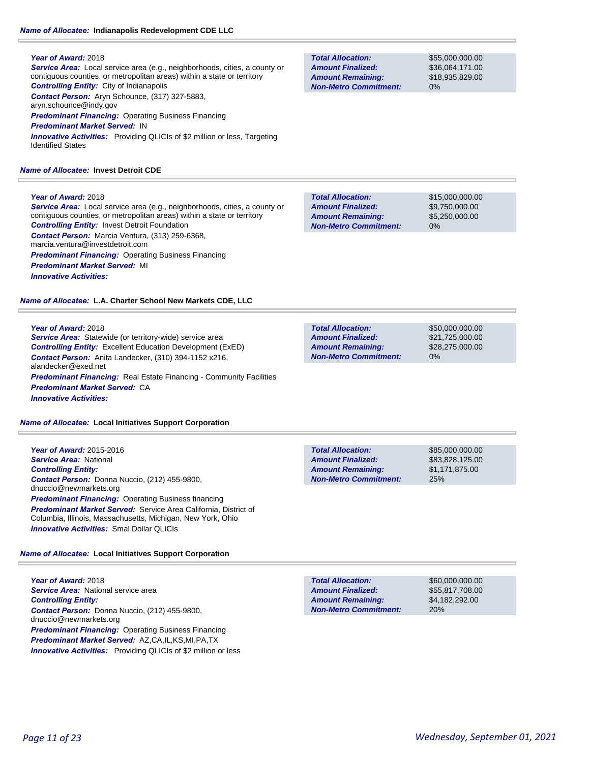**Name of Allocatee:** Indianapolis Redevelopment CDE LLC

**Year of Award:** 2018
**Service Area:** Local service area (e.g., neighborhoods, cities, a county or contiguous counties, or metropolitan areas) within a state or territory
**Controlling Entity:** City of Indianapolis
**Contact Person:** Aryn Schounce, (317) 327-5883, aryn.schounce@indy.gov
**Predominant Financing:** Operating Business Financing
**Predominant Market Served:** IN
**Innovative Activities:** Providing QLICIs of $2 million or less, Targeting Identified States

| | |
|---|---|
| **Total Allocation:** | $55,000,000.00 |
| **Amount Finalized:** | $36,064,171.00 |
| **Amount Remaining:** | $18,935,829.00 |
| **Non-Metro Commitment:** | 0% |

**Name of Allocatee:** Invest Detroit CDE

**Year of Award:** 2018
**Service Area:** Local service area (e.g., neighborhoods, cities, a county or contiguous counties, or metropolitan areas) within a state or territory
**Controlling Entity:** Invest Detroit Foundation
**Contact Person:** Marcia Ventura, (313) 259-6368, marcia.ventura@investdetroit.com
**Predominant Financing:** Operating Business Financing
**Predominant Market Served:** MI
**Innovative Activities:**

| | |
|---|---|
| **Total Allocation:** | $15,000,000.00 |
| **Amount Finalized:** | $9,750,000.00 |
| **Amount Remaining:** | $5,250,000.00 |
| **Non-Metro Commitment:** | 0% |

**Name of Allocatee:** L.A. Charter School New Markets CDE, LLC

**Year of Award:** 2018
**Service Area:** Statewide (or territory-wide) service area
**Controlling Entity:** Excellent Education Development (ExED)
**Contact Person:** Anita Landecker, (310) 394-1152 x216, alandecker@exed.net
**Predominant Financing:** Real Estate Financing - Community Facilities
**Predominant Market Served:** CA
**Innovative Activities:**

| | |
|---|---|
| **Total Allocation:** | $50,000,000.00 |
| **Amount Finalized:** | $21,725,000.00 |
| **Amount Remaining:** | $28,275,000.00 |
| **Non-Metro Commitment:** | 0% |

**Name of Allocatee:** Local Initiatives Support Corporation

**Year of Award:** 2015-2016
**Service Area:** National
**Controlling Entity:**
**Contact Person:** Donna Nuccio, (212) 455-9800, dnuccio@newmarkets.org
**Predominant Financing:** Operating Business financing
**Predominant Market Served:** Service Area California, District of Columbia, Illinois, Massachusetts, Michigan, New York, Ohio
**Innovative Activities:** Smal Dollar QLICIs

| | |
|---|---|
| **Total Allocation:** | $85,000,000.00 |
| **Amount Finalized:** | $83,828,125.00 |
| **Amount Remaining:** | $1,171,875.00 |
| **Non-Metro Commitment:** | 25% |

**Name of Allocatee:** Local Initiatives Support Corporation

**Year of Award:** 2018
**Service Area:** National service area
**Controlling Entity:**
**Contact Person:** Donna Nuccio, (212) 455-9800, dnuccio@newmarkets.org
**Predominant Financing:** Operating Business Financing
**Predominant Market Served:** AZ,CA,IL,KS,MI,PA,TX
**Innovative Activities:** Providing QLICIs of $2 million or less

| | |
|---|---|
| **Total Allocation:** | $60,000,000.00 |
| **Amount Finalized:** | $55,817,708.00 |
| **Amount Remaining:** | $4,182,292.00 |
| **Non-Metro Commitment:** | 20% |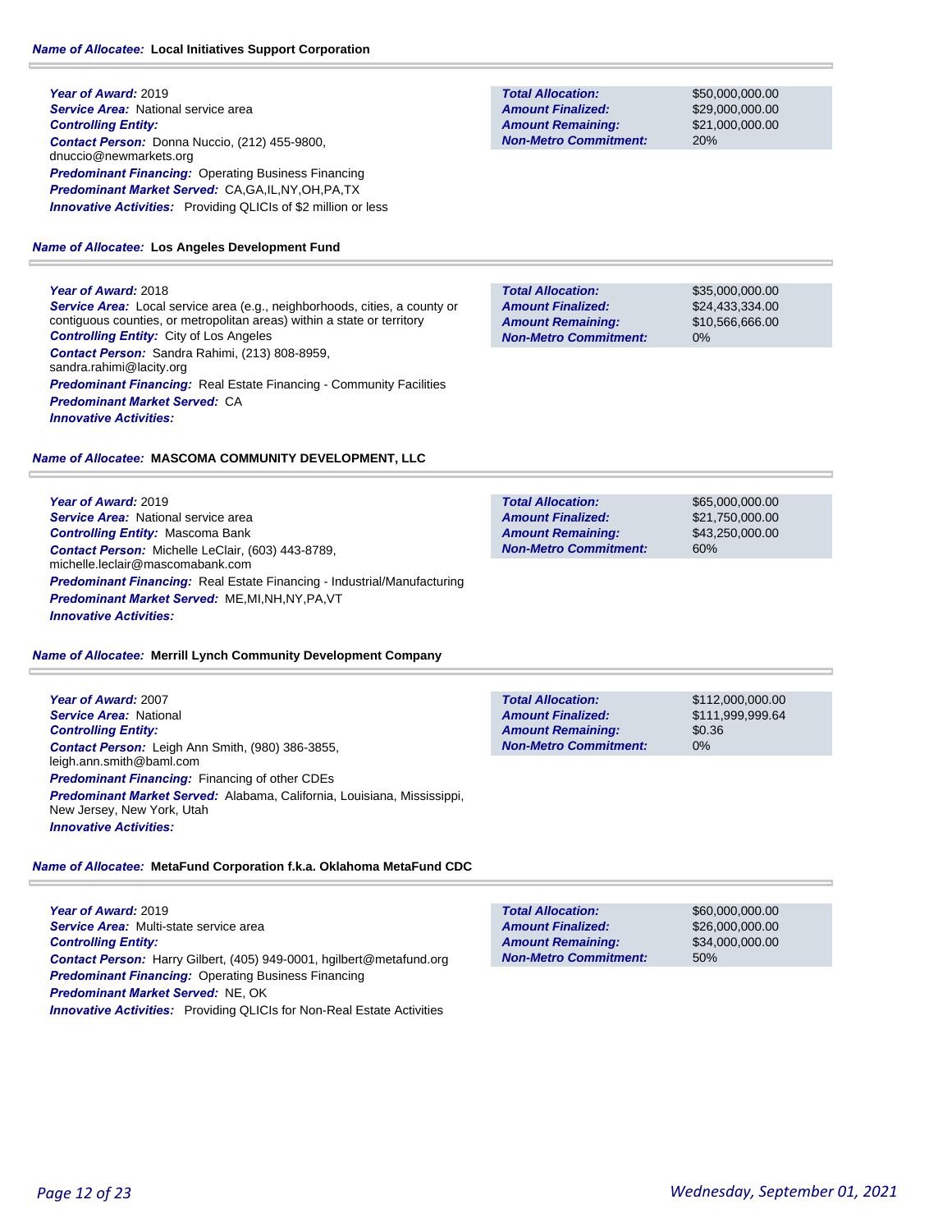**Name of Allocatee:** Local Initiatives Support Corporation

**Year of Award:** 2019
**Service Area:** National service area
**Controlling Entity:**
**Contact Person:** Donna Nuccio, (212) 455-9800, dnuccio@newmarkets.org
**Predominant Financing:** Operating Business Financing
**Predominant Market Served:** CA,GA,IL,NY,OH,PA,TX
**Innovative Activities:** Providing QLICIs of $2 million or less

| | |
|---|---|
| **Total Allocation:** | $50,000,000.00 |
| **Amount Finalized:** | $29,000,000.00 |
| **Amount Remaining:** | $21,000,000.00 |
| **Non-Metro Commitment:** | 20% |

**Name of Allocatee:** Los Angeles Development Fund

**Year of Award:** 2018
**Service Area:** Local service area (e.g., neighborhoods, cities, a county or contiguous counties, or metropolitan areas) within a state or territory
**Controlling Entity:** City of Los Angeles
**Contact Person:** Sandra Rahimi, (213) 808-8959, sandra.rahimi@lacity.org
**Predominant Financing:** Real Estate Financing - Community Facilities
**Predominant Market Served:** CA
**Innovative Activities:**

| | |
|---|---|
| **Total Allocation:** | $35,000,000.00 |
| **Amount Finalized:** | $24,433,334.00 |
| **Amount Remaining:** | $10,566,666.00 |
| **Non-Metro Commitment:** | 0% |

**Name of Allocatee:** MASCOMA COMMUNITY DEVELOPMENT, LLC

**Year of Award:** 2019
**Service Area:** National service area
**Controlling Entity:** Mascoma Bank
**Contact Person:** Michelle LeClair, (603) 443-8789, michelle.leclair@mascomabank.com
**Predominant Financing:** Real Estate Financing - Industrial/Manufacturing
**Predominant Market Served:** ME,MI,NH,NY,PA,VT
**Innovative Activities:**

| | |
|---|---|
| **Total Allocation:** | $65,000,000.00 |
| **Amount Finalized:** | $21,750,000.00 |
| **Amount Remaining:** | $43,250,000.00 |
| **Non-Metro Commitment:** | 60% |

**Name of Allocatee:** Merrill Lynch Community Development Company

**Year of Award:** 2007
**Service Area:** National
**Controlling Entity:**
**Contact Person:** Leigh Ann Smith, (980) 386-3855, leigh.ann.smith@baml.com
**Predominant Financing:** Financing of other CDEs
**Predominant Market Served:** Alabama, California, Louisiana, Mississippi, New Jersey, New York, Utah
**Innovative Activities:**

| | |
|---|---|
| **Total Allocation:** | $112,000,000.00 |
| **Amount Finalized:** | $111,999,999.64 |
| **Amount Remaining:** | $0.36 |
| **Non-Metro Commitment:** | 0% |

**Name of Allocatee:** MetaFund Corporation f.k.a. Oklahoma MetaFund CDC

**Year of Award:** 2019
**Service Area:** Multi-state service area
**Controlling Entity:**
**Contact Person:** Harry Gilbert, (405) 949-0001, hgilbert@metafund.org
**Predominant Financing:** Operating Business Financing
**Predominant Market Served:** NE, OK
**Innovative Activities:** Providing QLICIs for Non-Real Estate Activities

| | |
|---|---|
| **Total Allocation:** | $60,000,000.00 |
| **Amount Finalized:** | $26,000,000.00 |
| **Amount Remaining:** | $34,000,000.00 |
| **Non-Metro Commitment:** | 50% |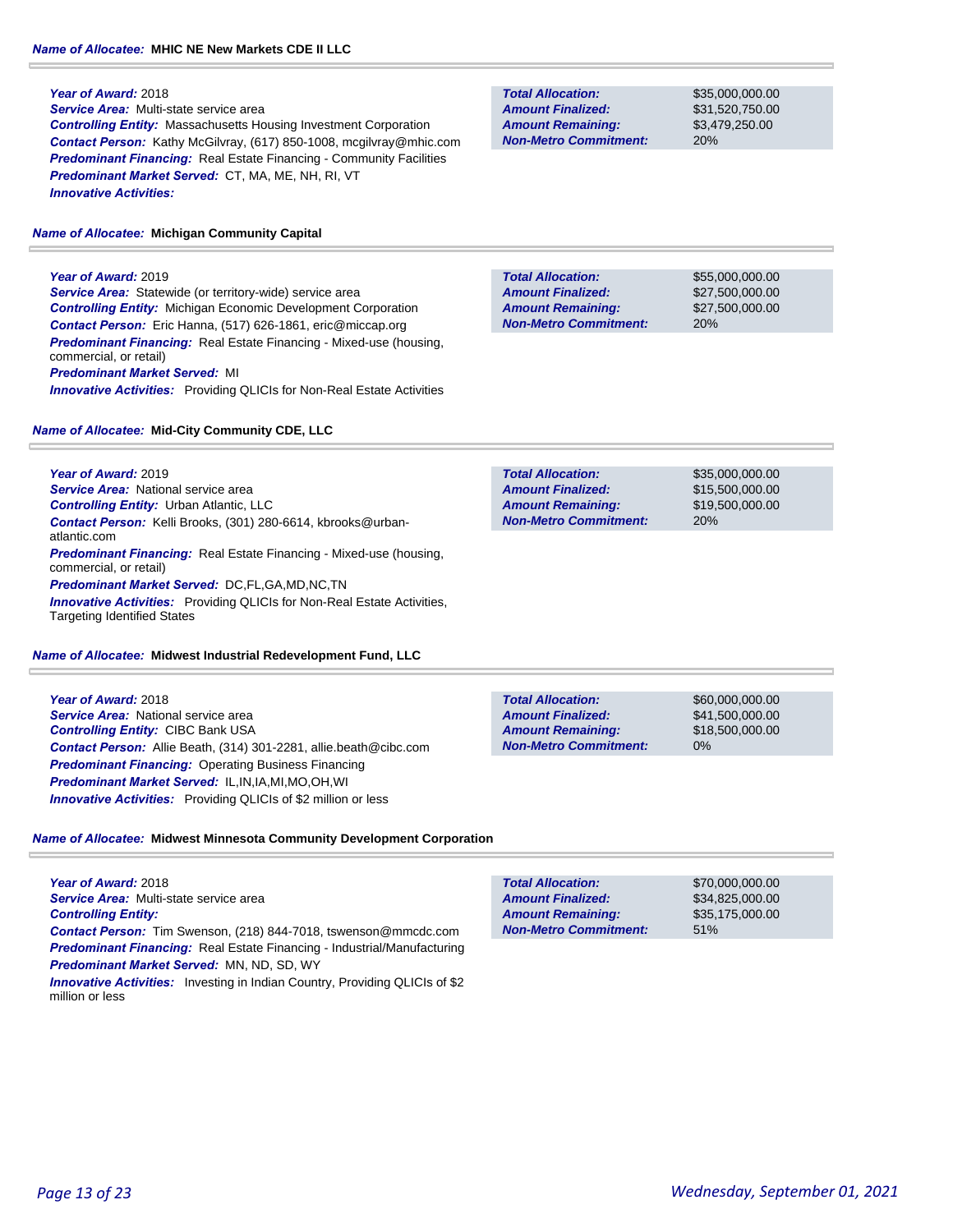**Name of Allocatee:** **MHIC NE New Markets CDE II LLC**

***Year of Award:*** 2018
***Service Area:*** Multi-state service area
***Controlling Entity:*** Massachusetts Housing Investment Corporation
***Contact Person:*** Kathy McGilvray, (617) 850-1008, mcgilvray@mhic.com
***Predominant Financing:*** Real Estate Financing - Community Facilities
***Predominant Market Served:*** CT, MA, ME, NH, RI, VT
***Innovative Activities:***

| | |
|---|---|
| ***Total Allocation:*** | $35,000,000.00 |
| ***Amount Finalized:*** | $31,520,750.00 |
| ***Amount Remaining:*** | $3,479,250.00 |
| ***Non-Metro Commitment:*** | 20% |

**Name of Allocatee:** **Michigan Community Capital**

***Year of Award:*** 2019
***Service Area:*** Statewide (or territory-wide) service area
***Controlling Entity:*** Michigan Economic Development Corporation
***Contact Person:*** Eric Hanna, (517) 626-1861, eric@miccap.org
***Predominant Financing:*** Real Estate Financing - Mixed-use (housing, commercial, or retail)
***Predominant Market Served:*** MI
***Innovative Activities:*** Providing QLICIs for Non-Real Estate Activities

| | |
|---|---|
| ***Total Allocation:*** | $55,000,000.00 |
| ***Amount Finalized:*** | $27,500,000.00 |
| ***Amount Remaining:*** | $27,500,000.00 |
| ***Non-Metro Commitment:*** | 20% |

**Name of Allocatee:** **Mid-City Community CDE, LLC**

***Year of Award:*** 2019
***Service Area:*** National service area
***Controlling Entity:*** Urban Atlantic, LLC
***Contact Person:*** Kelli Brooks, (301) 280-6614, kbrooks@urban-atlantic.com
***Predominant Financing:*** Real Estate Financing - Mixed-use (housing, commercial, or retail)
***Predominant Market Served:*** DC,FL,GA,MD,NC,TN
***Innovative Activities:*** Providing QLICIs for Non-Real Estate Activities, Targeting Identified States

| | |
|---|---|
| ***Total Allocation:*** | $35,000,000.00 |
| ***Amount Finalized:*** | $15,500,000.00 |
| ***Amount Remaining:*** | $19,500,000.00 |
| ***Non-Metro Commitment:*** | 20% |

**Name of Allocatee:** **Midwest Industrial Redevelopment Fund, LLC**

***Year of Award:*** 2018
***Service Area:*** National service area
***Controlling Entity:*** CIBC Bank USA
***Contact Person:*** Allie Beath, (314) 301-2281, allie.beath@cibc.com
***Predominant Financing:*** Operating Business Financing
***Predominant Market Served:*** IL,IN,IA,MI,MO,OH,WI
***Innovative Activities:*** Providing QLICIs of $2 million or less

| | |
|---|---|
| ***Total Allocation:*** | $60,000,000.00 |
| ***Amount Finalized:*** | $41,500,000.00 |
| ***Amount Remaining:*** | $18,500,000.00 |
| ***Non-Metro Commitment:*** | 0% |

**Name of Allocatee:** **Midwest Minnesota Community Development Corporation**

***Year of Award:*** 2018
***Service Area:*** Multi-state service area
***Controlling Entity:***
***Contact Person:*** Tim Swenson, (218) 844-7018, tswenson@mmcdc.com
***Predominant Financing:*** Real Estate Financing - Industrial/Manufacturing
***Predominant Market Served:*** MN, ND, SD, WY
***Innovative Activities:*** Investing in Indian Country, Providing QLICIs of $2 million or less

| | |
|---|---|
| ***Total Allocation:*** | $70,000,000.00 |
| ***Amount Finalized:*** | $34,825,000.00 |
| ***Amount Remaining:*** | $35,175,000.00 |
| ***Non-Metro Commitment:*** | 51% |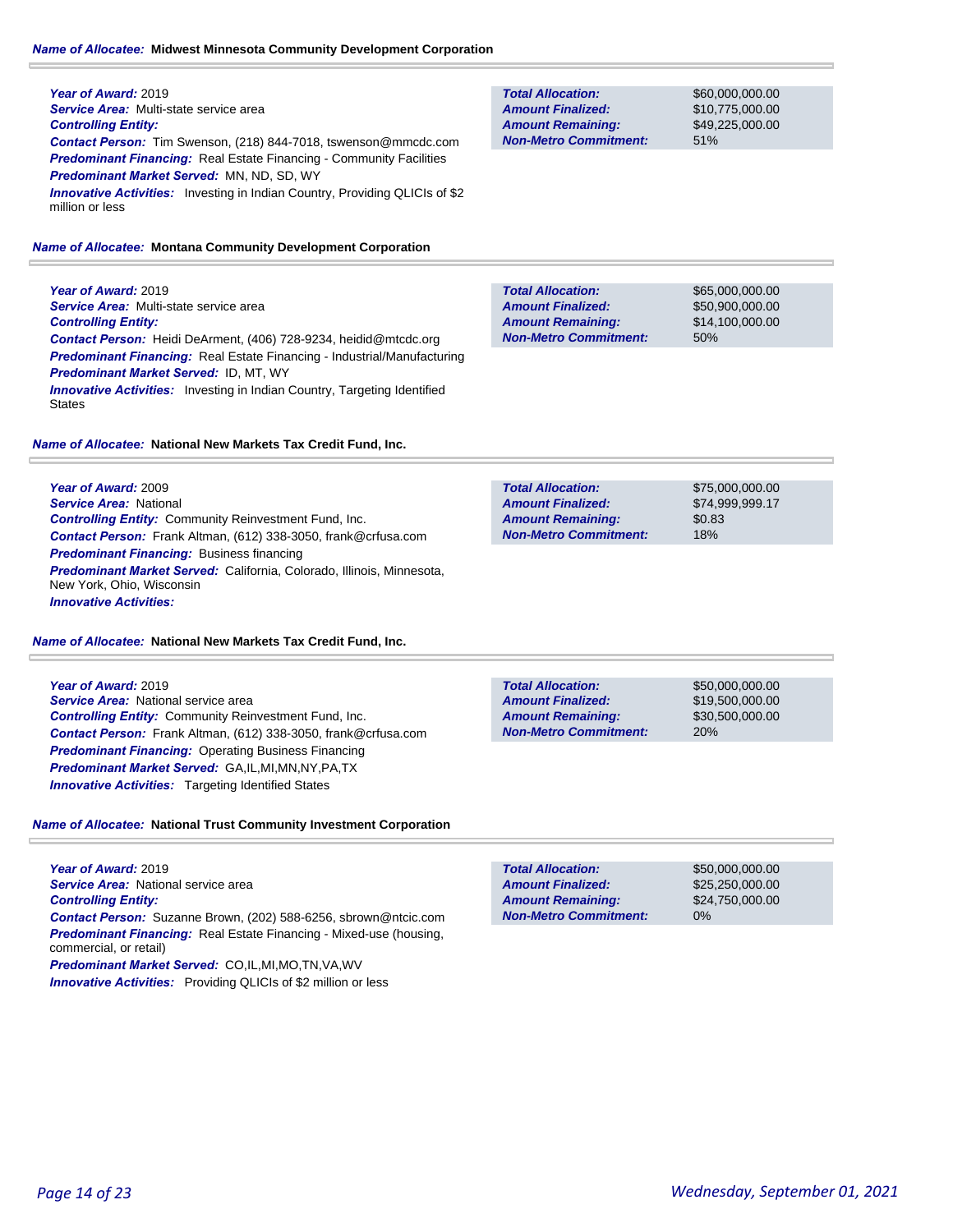**Name of Allocatee:** **Midwest Minnesota Community Development Corporation**

***Year of Award:*** 2019
***Service Area:*** Multi-state service area
***Controlling Entity:***
***Contact Person:*** Tim Swenson, (218) 844-7018, tswenson@mmcdc.com
***Predominant Financing:*** Real Estate Financing - Community Facilities
***Predominant Market Served:*** MN, ND, SD, WY
***Innovative Activities:*** Investing in Indian Country, Providing QLICIs of $2 million or less

| | |
|---|---|
| ***Total Allocation:*** | $60,000,000.00 |
| ***Amount Finalized:*** | $10,775,000.00 |
| ***Amount Remaining:*** | $49,225,000.00 |
| ***Non-Metro Commitment:*** | 51% |

**Name of Allocatee:** **Montana Community Development Corporation**

***Year of Award:*** 2019
***Service Area:*** Multi-state service area
***Controlling Entity:***
***Contact Person:*** Heidi DeArment, (406) 728-9234, heidid@mtcdc.org
***Predominant Financing:*** Real Estate Financing - Industrial/Manufacturing
***Predominant Market Served:*** ID, MT, WY
***Innovative Activities:*** Investing in Indian Country, Targeting Identified States

| | |
|---|---|
| ***Total Allocation:*** | $65,000,000.00 |
| ***Amount Finalized:*** | $50,900,000.00 |
| ***Amount Remaining:*** | $14,100,000.00 |
| ***Non-Metro Commitment:*** | 50% |

**Name of Allocatee:** **National New Markets Tax Credit Fund, Inc.**

***Year of Award:*** 2009
***Service Area:*** National
***Controlling Entity:*** Community Reinvestment Fund, Inc.
***Contact Person:*** Frank Altman, (612) 338-3050, frank@crfusa.com
***Predominant Financing:*** Business financing
***Predominant Market Served:*** California, Colorado, Illinois, Minnesota, New York, Ohio, Wisconsin
***Innovative Activities:***

| | |
|---|---|
| ***Total Allocation:*** | $75,000,000.00 |
| ***Amount Finalized:*** | $74,999,999.17 |
| ***Amount Remaining:*** | $0.83 |
| ***Non-Metro Commitment:*** | 18% |

**Name of Allocatee:** **National New Markets Tax Credit Fund, Inc.**

***Year of Award:*** 2019
***Service Area:*** National service area
***Controlling Entity:*** Community Reinvestment Fund, Inc.
***Contact Person:*** Frank Altman, (612) 338-3050, frank@crfusa.com
***Predominant Financing:*** Operating Business Financing
***Predominant Market Served:*** GA,IL,MI,MN,NY,PA,TX
***Innovative Activities:*** Targeting Identified States

| | |
|---|---|
| ***Total Allocation:*** | $50,000,000.00 |
| ***Amount Finalized:*** | $19,500,000.00 |
| ***Amount Remaining:*** | $30,500,000.00 |
| ***Non-Metro Commitment:*** | 20% |

**Name of Allocatee:** **National Trust Community Investment Corporation**

***Year of Award:*** 2019
***Service Area:*** National service area
***Controlling Entity:***
***Contact Person:*** Suzanne Brown, (202) 588-6256, sbrown@ntcic.com
***Predominant Financing:*** Real Estate Financing - Mixed-use (housing, commercial, or retail)
***Predominant Market Served:*** CO,IL,MI,MO,TN,VA,WV
***Innovative Activities:*** Providing QLICIs of $2 million or less

| | |
|---|---|
| ***Total Allocation:*** | $50,000,000.00 |
| ***Amount Finalized:*** | $25,250,000.00 |
| ***Amount Remaining:*** | $24,750,000.00 |
| ***Non-Metro Commitment:*** | 0% |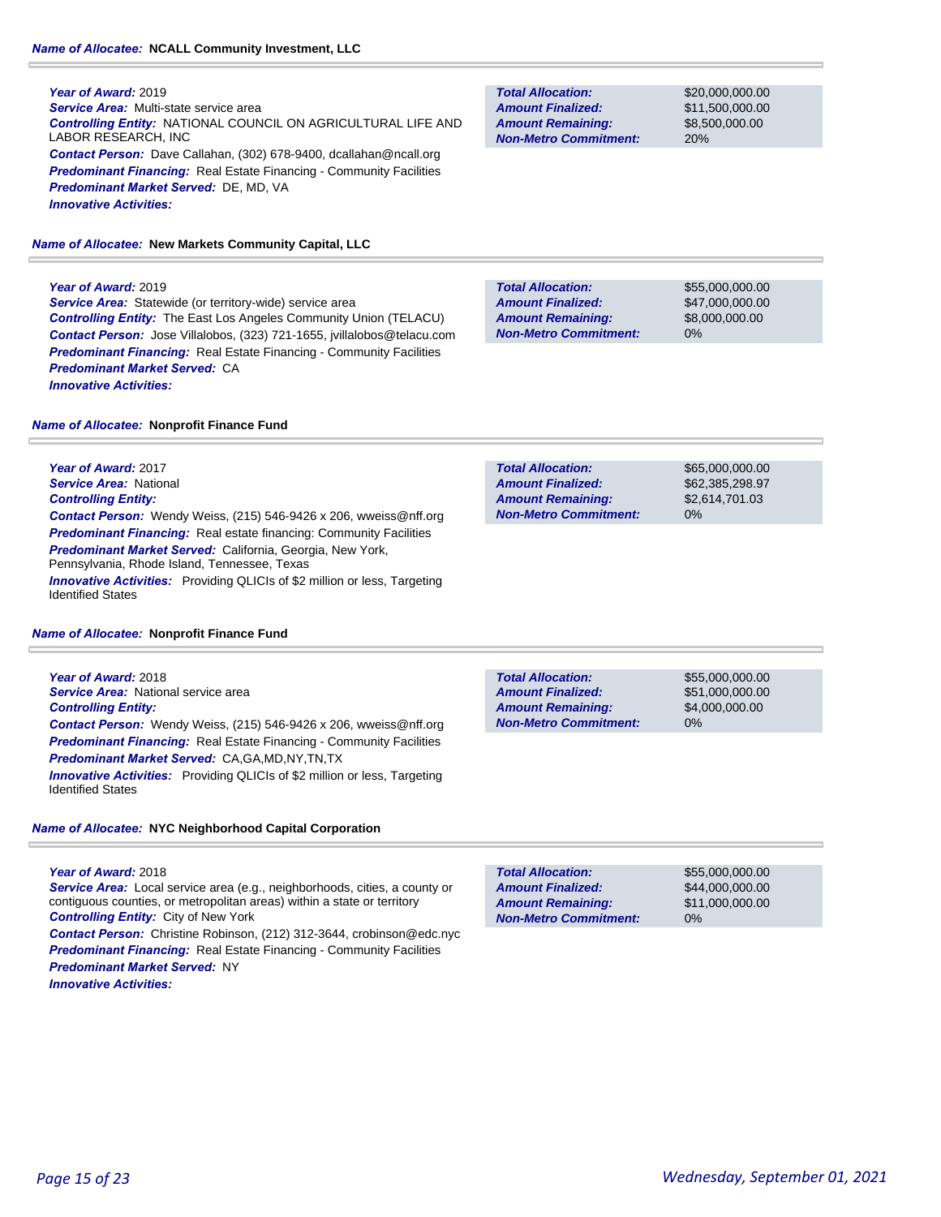**Name of Allocatee:** **NCALL Community Investment, LLC**

**Year of Award:** 2019
**Service Area:** Multi-state service area
**Controlling Entity:** NATIONAL COUNCIL ON AGRICULTURAL LIFE AND LABOR RESEARCH, INC
**Contact Person:** Dave Callahan, (302) 678-9400, dcallahan@ncall.org
**Predominant Financing:** Real Estate Financing - Community Facilities
**Predominant Market Served:** DE, MD, VA
**Innovative Activities:**

| | |
|---|---|
| **Total Allocation:** | $20,000,000.00 |
| **Amount Finalized:** | $11,500,000.00 |
| **Amount Remaining:** | $8,500,000.00 |
| **Non-Metro Commitment:** | 20% |

**Name of Allocatee:** **New Markets Community Capital, LLC**

**Year of Award:** 2019
**Service Area:** Statewide (or territory-wide) service area
**Controlling Entity:** The East Los Angeles Community Union (TELACU)
**Contact Person:** Jose Villalobos, (323) 721-1655, jvillalobos@telacu.com
**Predominant Financing:** Real Estate Financing - Community Facilities
**Predominant Market Served:** CA
**Innovative Activities:**

| | |
|---|---|
| **Total Allocation:** | $55,000,000.00 |
| **Amount Finalized:** | $47,000,000.00 |
| **Amount Remaining:** | $8,000,000.00 |
| **Non-Metro Commitment:** | 0% |

**Name of Allocatee:** **Nonprofit Finance Fund**

**Year of Award:** 2017
**Service Area:** National
**Controlling Entity:**
**Contact Person:** Wendy Weiss, (215) 546-9426 x 206, wweiss@nff.org
**Predominant Financing:** Real estate financing: Community Facilities
**Predominant Market Served:** California, Georgia, New York, Pennsylvania, Rhode Island, Tennessee, Texas
**Innovative Activities:** Providing QLICIs of $2 million or less, Targeting Identified States

| | |
|---|---|
| **Total Allocation:** | $65,000,000.00 |
| **Amount Finalized:** | $62,385,298.97 |
| **Amount Remaining:** | $2,614,701.03 |
| **Non-Metro Commitment:** | 0% |

**Name of Allocatee:** **Nonprofit Finance Fund**

**Year of Award:** 2018
**Service Area:** National service area
**Controlling Entity:**
**Contact Person:** Wendy Weiss, (215) 546-9426 x 206, wweiss@nff.org
**Predominant Financing:** Real Estate Financing - Community Facilities
**Predominant Market Served:** CA,GA,MD,NY,TN,TX
**Innovative Activities:** Providing QLICIs of $2 million or less, Targeting Identified States

| | |
|---|---|
| **Total Allocation:** | $55,000,000.00 |
| **Amount Finalized:** | $51,000,000.00 |
| **Amount Remaining:** | $4,000,000.00 |
| **Non-Metro Commitment:** | 0% |

**Name of Allocatee:** **NYC Neighborhood Capital Corporation**

**Year of Award:** 2018
**Service Area:** Local service area (e.g., neighborhoods, cities, a county or contiguous counties, or metropolitan areas) within a state or territory
**Controlling Entity:** City of New York
**Contact Person:** Christine Robinson, (212) 312-3644, crobinson@edc.nyc
**Predominant Financing:** Real Estate Financing - Community Facilities
**Predominant Market Served:** NY
**Innovative Activities:**

| | |
|---|---|
| **Total Allocation:** | $55,000,000.00 |
| **Amount Finalized:** | $44,000,000.00 |
| **Amount Remaining:** | $11,000,000.00 |
| **Non-Metro Commitment:** | 0% |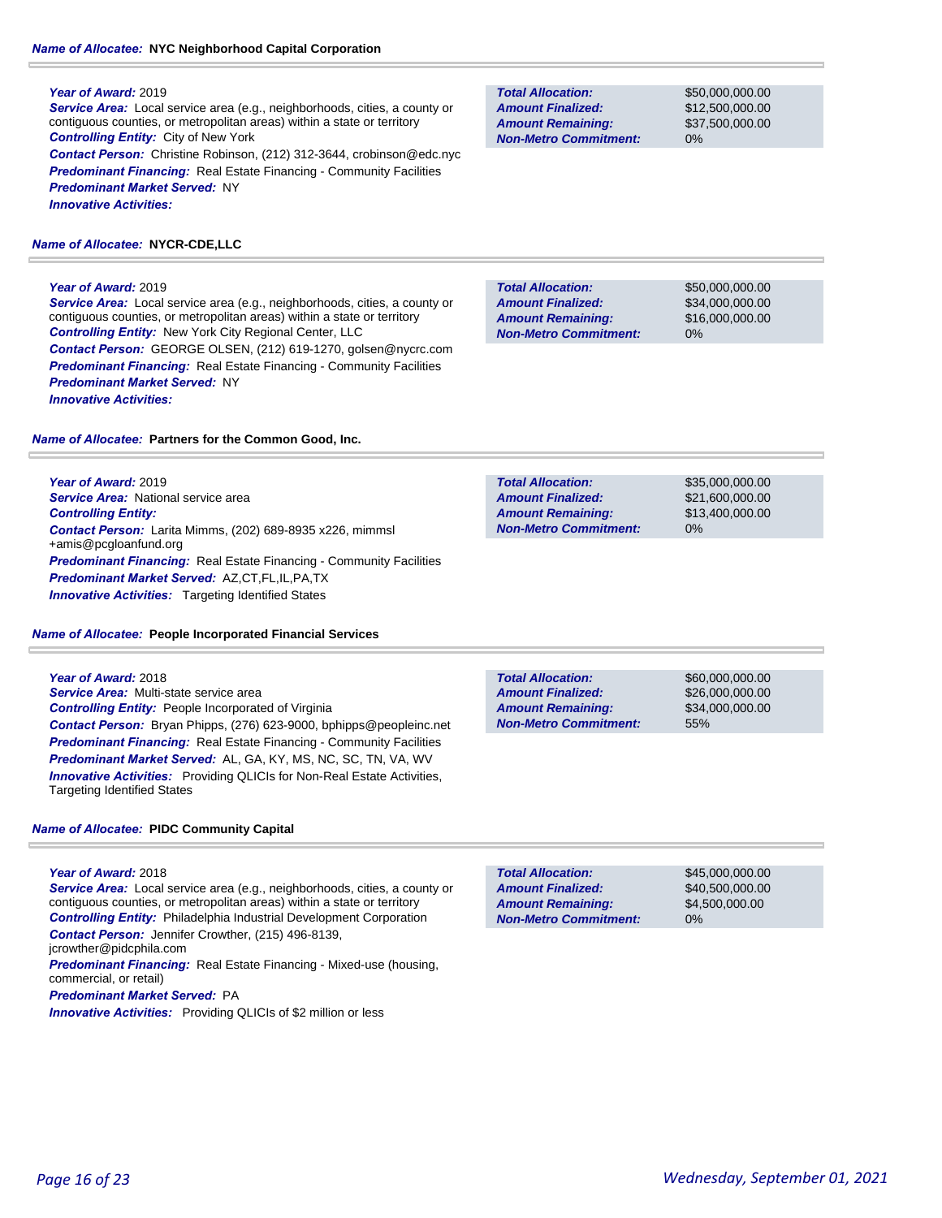**Name of Allocatee:** **NYC Neighborhood Capital Corporation**

**Year of Award:** 2019
**Service Area:** Local service area (e.g., neighborhoods, cities, a county or contiguous counties, or metropolitan areas) within a state or territory
**Controlling Entity:** City of New York
**Contact Person:** Christine Robinson, (212) 312-3644, crobinson@edc.nyc
**Predominant Financing:** Real Estate Financing - Community Facilities
**Predominant Market Served:** NY
**Innovative Activities:**

| | |
|---|---|
| **Total Allocation:** | $50,000,000.00 |
| **Amount Finalized:** | $12,500,000.00 |
| **Amount Remaining:** | $37,500,000.00 |
| **Non-Metro Commitment:** | 0% |

**Name of Allocatee:** **NYCR-CDE,LLC**

**Year of Award:** 2019
**Service Area:** Local service area (e.g., neighborhoods, cities, a county or contiguous counties, or metropolitan areas) within a state or territory
**Controlling Entity:** New York City Regional Center, LLC
**Contact Person:** GEORGE OLSEN, (212) 619-1270, golsen@nycrc.com
**Predominant Financing:** Real Estate Financing - Community Facilities
**Predominant Market Served:** NY
**Innovative Activities:**

| | |
|---|---|
| **Total Allocation:** | $50,000,000.00 |
| **Amount Finalized:** | $34,000,000.00 |
| **Amount Remaining:** | $16,000,000.00 |
| **Non-Metro Commitment:** | 0% |

**Name of Allocatee:** **Partners for the Common Good, Inc.**

**Year of Award:** 2019
**Service Area:** National service area
**Controlling Entity:**
**Contact Person:** Larita Mimms, (202) 689-8935 x226, mimmsl +amis@pcgloanfund.org
**Predominant Financing:** Real Estate Financing - Community Facilities
**Predominant Market Served:** AZ,CT,FL,IL,PA,TX
**Innovative Activities:** Targeting Identified States

| | |
|---|---|
| **Total Allocation:** | $35,000,000.00 |
| **Amount Finalized:** | $21,600,000.00 |
| **Amount Remaining:** | $13,400,000.00 |
| **Non-Metro Commitment:** | 0% |

**Name of Allocatee:** **People Incorporated Financial Services**

**Year of Award:** 2018
**Service Area:** Multi-state service area
**Controlling Entity:** People Incorporated of Virginia
**Contact Person:** Bryan Phipps, (276) 623-9000, bphipps@peopleinc.net
**Predominant Financing:** Real Estate Financing - Community Facilities
**Predominant Market Served:** AL, GA, KY, MS, NC, SC, TN, VA, WV
**Innovative Activities:** Providing QLICIs for Non-Real Estate Activities, Targeting Identified States

| | |
|---|---|
| **Total Allocation:** | $60,000,000.00 |
| **Amount Finalized:** | $26,000,000.00 |
| **Amount Remaining:** | $34,000,000.00 |
| **Non-Metro Commitment:** | 55% |

**Name of Allocatee:** **PIDC Community Capital**

**Year of Award:** 2018
**Service Area:** Local service area (e.g., neighborhoods, cities, a county or contiguous counties, or metropolitan areas) within a state or territory
**Controlling Entity:** Philadelphia Industrial Development Corporation
**Contact Person:** Jennifer Crowther, (215) 496-8139, jcrowther@pidcphila.com
**Predominant Financing:** Real Estate Financing - Mixed-use (housing, commercial, or retail)
**Predominant Market Served:** PA
**Innovative Activities:** Providing QLICIs of $2 million or less

| | |
|---|---|
| **Total Allocation:** | $45,000,000.00 |
| **Amount Finalized:** | $40,500,000.00 |
| **Amount Remaining:** | $4,500,000.00 |
| **Non-Metro Commitment:** | 0% |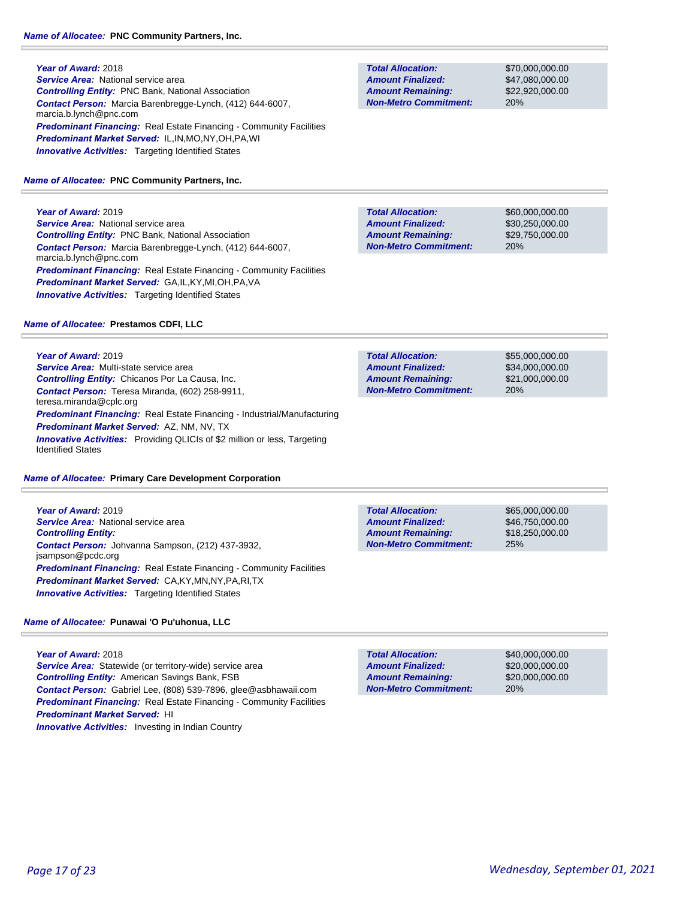**Name of Allocatee:** **PNC Community Partners, Inc.**

***Year of Award:*** 2018
***Service Area:*** National service area
***Controlling Entity:*** PNC Bank, National Association
***Contact Person:*** Marcia Barenbregge-Lynch, (412) 644-6007, marcia.b.lynch@pnc.com
***Predominant Financing:*** Real Estate Financing - Community Facilities
***Predominant Market Served:*** IL,IN,MO,NY,OH,PA,WI
***Innovative Activities:*** Targeting Identified States

| | |
|---|---|
| ***Total Allocation:*** | $70,000,000.00 |
| ***Amount Finalized:*** | $47,080,000.00 |
| ***Amount Remaining:*** | $22,920,000.00 |
| ***Non-Metro Commitment:*** | 20% |

**Name of Allocatee:** **PNC Community Partners, Inc.**

***Year of Award:*** 2019
***Service Area:*** National service area
***Controlling Entity:*** PNC Bank, National Association
***Contact Person:*** Marcia Barenbregge-Lynch, (412) 644-6007, marcia.b.lynch@pnc.com
***Predominant Financing:*** Real Estate Financing - Community Facilities
***Predominant Market Served:*** GA,IL,KY,MI,OH,PA,VA
***Innovative Activities:*** Targeting Identified States

| | |
|---|---|
| ***Total Allocation:*** | $60,000,000.00 |
| ***Amount Finalized:*** | $30,250,000.00 |
| ***Amount Remaining:*** | $29,750,000.00 |
| ***Non-Metro Commitment:*** | 20% |

**Name of Allocatee:** **Prestamos CDFI, LLC**

***Year of Award:*** 2019
***Service Area:*** Multi-state service area
***Controlling Entity:*** Chicanos Por La Causa, Inc.
***Contact Person:*** Teresa Miranda, (602) 258-9911, teresa.miranda@cplc.org
***Predominant Financing:*** Real Estate Financing - Industrial/Manufacturing
***Predominant Market Served:*** AZ, NM, NV, TX
***Innovative Activities:*** Providing QLICIs of $2 million or less, Targeting Identified States

| | |
|---|---|
| ***Total Allocation:*** | $55,000,000.00 |
| ***Amount Finalized:*** | $34,000,000.00 |
| ***Amount Remaining:*** | $21,000,000.00 |
| ***Non-Metro Commitment:*** | 20% |

**Name of Allocatee:** **Primary Care Development Corporation**

***Year of Award:*** 2019
***Service Area:*** National service area
***Controlling Entity:***
***Contact Person:*** Johvanna Sampson, (212) 437-3932, jsampson@pcdc.org
***Predominant Financing:*** Real Estate Financing - Community Facilities
***Predominant Market Served:*** CA,KY,MN,NY,PA,RI,TX
***Innovative Activities:*** Targeting Identified States

| | |
|---|---|
| ***Total Allocation:*** | $65,000,000.00 |
| ***Amount Finalized:*** | $46,750,000.00 |
| ***Amount Remaining:*** | $18,250,000.00 |
| ***Non-Metro Commitment:*** | 25% |

**Name of Allocatee:** **Punawai 'O Pu'uhonua, LLC**

***Year of Award:*** 2018
***Service Area:*** Statewide (or territory-wide) service area
***Controlling Entity:*** American Savings Bank, FSB
***Contact Person:*** Gabriel Lee, (808) 539-7896, glee@asbhawaii.com
***Predominant Financing:*** Real Estate Financing - Community Facilities
***Predominant Market Served:*** HI
***Innovative Activities:*** Investing in Indian Country

| | |
|---|---|
| ***Total Allocation:*** | $40,000,000.00 |
| ***Amount Finalized:*** | $20,000,000.00 |
| ***Amount Remaining:*** | $20,000,000.00 |
| ***Non-Metro Commitment:*** | 20% |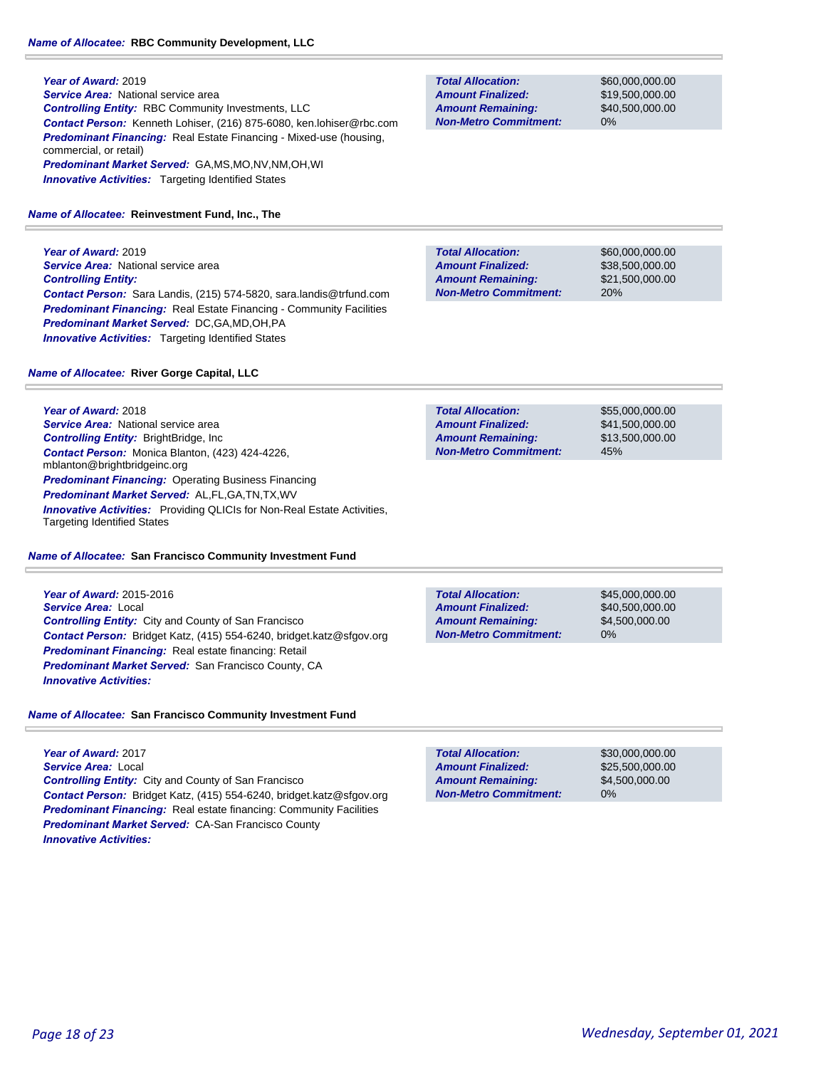**Name of Allocatee:** **RBC Community Development, LLC**

**Year of Award:** 2019
**Service Area:** National service area
**Controlling Entity:** RBC Community Investments, LLC
**Contact Person:** Kenneth Lohiser, (216) 875-6080, ken.lohiser@rbc.com
**Predominant Financing:** Real Estate Financing - Mixed-use (housing, commercial, or retail)
**Predominant Market Served:** GA,MS,MO,NV,NM,OH,WI
**Innovative Activities:** Targeting Identified States

| | |
|---|---|
| **Total Allocation:** | $60,000,000.00 |
| **Amount Finalized:** | $19,500,000.00 |
| **Amount Remaining:** | $40,500,000.00 |
| **Non-Metro Commitment:** | 0% |

**Name of Allocatee:** **Reinvestment Fund, Inc., The**

**Year of Award:** 2019
**Service Area:** National service area
**Controlling Entity:**
**Contact Person:** Sara Landis, (215) 574-5820, sara.landis@trfund.com
**Predominant Financing:** Real Estate Financing - Community Facilities
**Predominant Market Served:** DC,GA,MD,OH,PA
**Innovative Activities:** Targeting Identified States

| | |
|---|---|
| **Total Allocation:** | $60,000,000.00 |
| **Amount Finalized:** | $38,500,000.00 |
| **Amount Remaining:** | $21,500,000.00 |
| **Non-Metro Commitment:** | 20% |

**Name of Allocatee:** **River Gorge Capital, LLC**

**Year of Award:** 2018
**Service Area:** National service area
**Controlling Entity:** BrightBridge, Inc
**Contact Person:** Monica Blanton, (423) 424-4226, mblanton@brightbridgeinc.org
**Predominant Financing:** Operating Business Financing
**Predominant Market Served:** AL,FL,GA,TN,TX,WV
**Innovative Activities:** Providing QLICIs for Non-Real Estate Activities, Targeting Identified States

| | |
|---|---|
| **Total Allocation:** | $55,000,000.00 |
| **Amount Finalized:** | $41,500,000.00 |
| **Amount Remaining:** | $13,500,000.00 |
| **Non-Metro Commitment:** | 45% |

**Name of Allocatee:** **San Francisco Community Investment Fund**

**Year of Award:** 2015-2016
**Service Area:** Local
**Controlling Entity:** City and County of San Francisco
**Contact Person:** Bridget Katz, (415) 554-6240, bridget.katz@sfgov.org
**Predominant Financing:** Real estate financing: Retail
**Predominant Market Served:** San Francisco County, CA
**Innovative Activities:**

| | |
|---|---|
| **Total Allocation:** | $45,000,000.00 |
| **Amount Finalized:** | $40,500,000.00 |
| **Amount Remaining:** | $4,500,000.00 |
| **Non-Metro Commitment:** | 0% |

**Name of Allocatee:** **San Francisco Community Investment Fund**

**Year of Award:** 2017
**Service Area:** Local
**Controlling Entity:** City and County of San Francisco
**Contact Person:** Bridget Katz, (415) 554-6240, bridget.katz@sfgov.org
**Predominant Financing:** Real estate financing: Community Facilities
**Predominant Market Served:** CA-San Francisco County
**Innovative Activities:**

| | |
|---|---|
| **Total Allocation:** | $30,000,000.00 |
| **Amount Finalized:** | $25,500,000.00 |
| **Amount Remaining:** | $4,500,000.00 |
| **Non-Metro Commitment:** | 0% |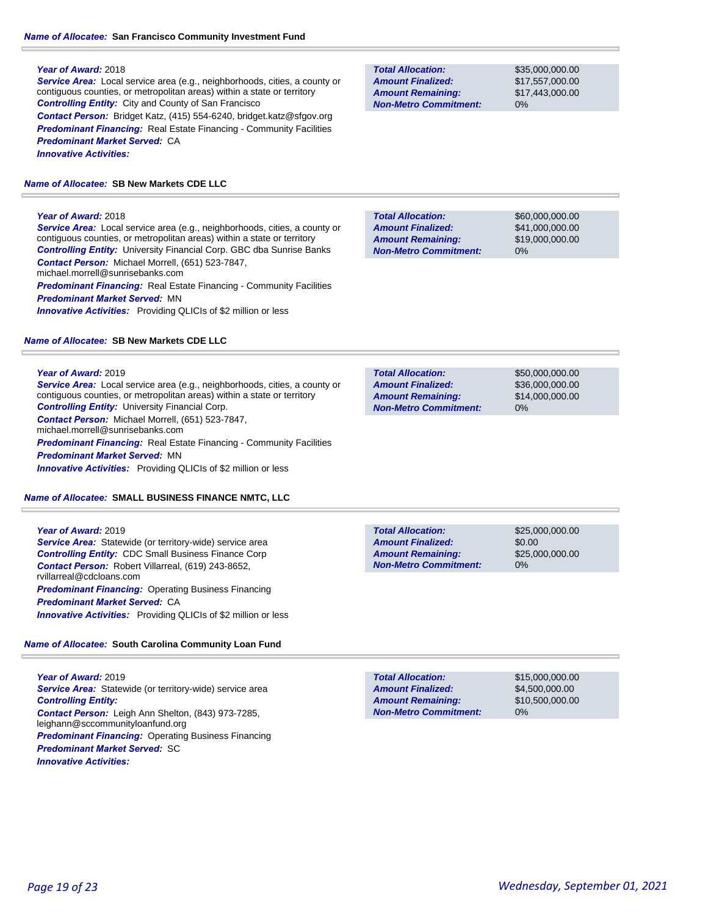**Name of Allocatee:** **San Francisco Community Investment Fund**

**Year of Award:** 2018
**Service Area:** Local service area (e.g., neighborhoods, cities, a county or contiguous counties, or metropolitan areas) within a state or territory
**Controlling Entity:** City and County of San Francisco
**Contact Person:** Bridget Katz, (415) 554-6240, bridget.katz@sfgov.org
**Predominant Financing:** Real Estate Financing - Community Facilities
**Predominant Market Served:** CA
**Innovative Activities:**

| | |
|---|---|
| **Total Allocation:** | $35,000,000.00 |
| **Amount Finalized:** | $17,557,000.00 |
| **Amount Remaining:** | $17,443,000.00 |
| **Non-Metro Commitment:** | 0% |

**Name of Allocatee:** **SB New Markets CDE LLC**

**Year of Award:** 2018
**Service Area:** Local service area (e.g., neighborhoods, cities, a county or contiguous counties, or metropolitan areas) within a state or territory
**Controlling Entity:** University Financial Corp. GBC dba Sunrise Banks
**Contact Person:** Michael Morrell, (651) 523-7847, michael.morrell@sunrisebanks.com
**Predominant Financing:** Real Estate Financing - Community Facilities
**Predominant Market Served:** MN
**Innovative Activities:** Providing QLICIs of $2 million or less

| | |
|---|---|
| **Total Allocation:** | $60,000,000.00 |
| **Amount Finalized:** | $41,000,000.00 |
| **Amount Remaining:** | $19,000,000.00 |
| **Non-Metro Commitment:** | 0% |

**Name of Allocatee:** **SB New Markets CDE LLC**

**Year of Award:** 2019
**Service Area:** Local service area (e.g., neighborhoods, cities, a county or contiguous counties, or metropolitan areas) within a state or territory
**Controlling Entity:** University Financial Corp.
**Contact Person:** Michael Morrell, (651) 523-7847, michael.morrell@sunrisebanks.com
**Predominant Financing:** Real Estate Financing - Community Facilities
**Predominant Market Served:** MN
**Innovative Activities:** Providing QLICIs of $2 million or less

| | |
|---|---|
| **Total Allocation:** | $50,000,000.00 |
| **Amount Finalized:** | $36,000,000.00 |
| **Amount Remaining:** | $14,000,000.00 |
| **Non-Metro Commitment:** | 0% |

**Name of Allocatee:** **SMALL BUSINESS FINANCE NMTC, LLC**

**Year of Award:** 2019
**Service Area:** Statewide (or territory-wide) service area
**Controlling Entity:** CDC Small Business Finance Corp
**Contact Person:** Robert Villarreal, (619) 243-8652, rvillarreal@cdcloans.com
**Predominant Financing:** Operating Business Financing
**Predominant Market Served:** CA
**Innovative Activities:** Providing QLICIs of $2 million or less

| | |
|---|---|
| **Total Allocation:** | $25,000,000.00 |
| **Amount Finalized:** | $0.00 |
| **Amount Remaining:** | $25,000,000.00 |
| **Non-Metro Commitment:** | 0% |

**Name of Allocatee:** **South Carolina Community Loan Fund**

**Year of Award:** 2019
**Service Area:** Statewide (or territory-wide) service area
**Controlling Entity:**
**Contact Person:** Leigh Ann Shelton, (843) 973-7285, leighann@sccommunityloanfund.org
**Predominant Financing:** Operating Business Financing
**Predominant Market Served:** SC
**Innovative Activities:**

| | |
|---|---|
| **Total Allocation:** | $15,000,000.00 |
| **Amount Finalized:** | $4,500,000.00 |
| **Amount Remaining:** | $10,500,000.00 |
| **Non-Metro Commitment:** | 0% |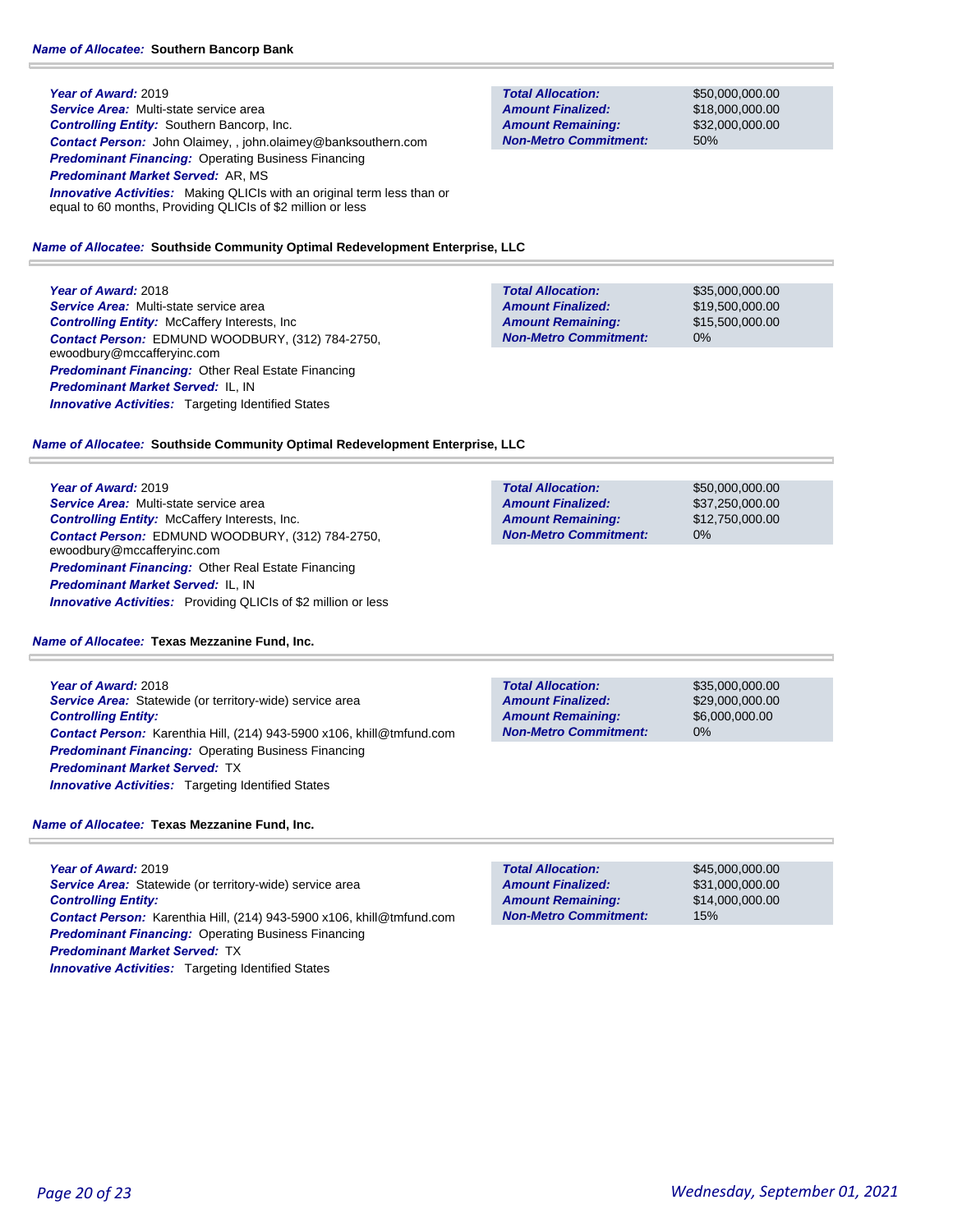**Name of Allocatee:** **Southern Bancorp Bank**

***Year of Award:*** 2019
***Service Area:*** Multi-state service area
***Controlling Entity:*** Southern Bancorp, Inc.
***Contact Person:*** John Olaimey, , john.olaimey@banksouthern.com
***Predominant Financing:*** Operating Business Financing
***Predominant Market Served:*** AR, MS
***Innovative Activities:*** Making QLICIs with an original term less than or equal to 60 months, Providing QLICIs of $2 million or less

| | |
|---|---|
| **Total Allocation:** | $50,000,000.00 |
| **Amount Finalized:** | $18,000,000.00 |
| **Amount Remaining:** | $32,000,000.00 |
| **Non-Metro Commitment:** | 50% |

**Name of Allocatee:** **Southside Community Optimal Redevelopment Enterprise, LLC**

***Year of Award:*** 2018
***Service Area:*** Multi-state service area
***Controlling Entity:*** McCaffery Interests, Inc
***Contact Person:*** EDMUND WOODBURY, (312) 784-2750, ewoodbury@mccafferyinc.com
***Predominant Financing:*** Other Real Estate Financing
***Predominant Market Served:*** IL, IN
***Innovative Activities:*** Targeting Identified States

| | |
|---|---|
| **Total Allocation:** | $35,000,000.00 |
| **Amount Finalized:** | $19,500,000.00 |
| **Amount Remaining:** | $15,500,000.00 |
| **Non-Metro Commitment:** | 0% |

**Name of Allocatee:** **Southside Community Optimal Redevelopment Enterprise, LLC**

***Year of Award:*** 2019
***Service Area:*** Multi-state service area
***Controlling Entity:*** McCaffery Interests, Inc.
***Contact Person:*** EDMUND WOODBURY, (312) 784-2750, ewoodbury@mccafferyinc.com
***Predominant Financing:*** Other Real Estate Financing
***Predominant Market Served:*** IL, IN
***Innovative Activities:*** Providing QLICIs of $2 million or less

| | |
|---|---|
| **Total Allocation:** | $50,000,000.00 |
| **Amount Finalized:** | $37,250,000.00 |
| **Amount Remaining:** | $12,750,000.00 |
| **Non-Metro Commitment:** | 0% |

**Name of Allocatee:** **Texas Mezzanine Fund, Inc.**

***Year of Award:*** 2018
***Service Area:*** Statewide (or territory-wide) service area
***Controlling Entity:***
***Contact Person:*** Karenthia Hill, (214) 943-5900 x106, khill@tmfund.com
***Predominant Financing:*** Operating Business Financing
***Predominant Market Served:*** TX
***Innovative Activities:*** Targeting Identified States

| | |
|---|---|
| **Total Allocation:** | $35,000,000.00 |
| **Amount Finalized:** | $29,000,000.00 |
| **Amount Remaining:** | $6,000,000.00 |
| **Non-Metro Commitment:** | 0% |

**Name of Allocatee:** **Texas Mezzanine Fund, Inc.**

***Year of Award:*** 2019
***Service Area:*** Statewide (or territory-wide) service area
***Controlling Entity:***
***Contact Person:*** Karenthia Hill, (214) 943-5900 x106, khill@tmfund.com
***Predominant Financing:*** Operating Business Financing
***Predominant Market Served:*** TX
***Innovative Activities:*** Targeting Identified States

| | |
|---|---|
| **Total Allocation:** | $45,000,000.00 |
| **Amount Finalized:** | $31,000,000.00 |
| **Amount Remaining:** | $14,000,000.00 |
| **Non-Metro Commitment:** | 15% |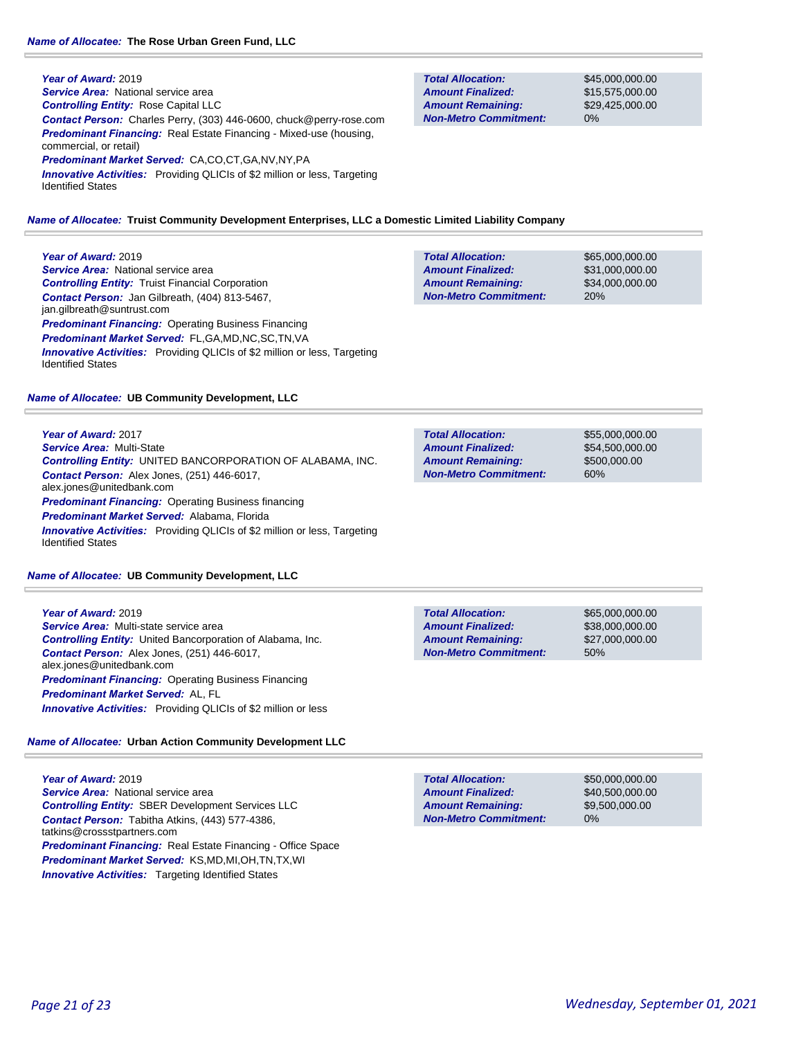**Name of Allocatee:** **The Rose Urban Green Fund, LLC**

***Year of Award:*** 2019
***Service Area:*** National service area
***Controlling Entity:*** Rose Capital LLC
***Contact Person:*** Charles Perry, (303) 446-0600, chuck@perry-rose.com
***Predominant Financing:*** Real Estate Financing - Mixed-use (housing, commercial, or retail)
***Predominant Market Served:*** CA,CO,CT,GA,NV,NY,PA
***Innovative Activities:*** Providing QLICIs of $2 million or less, Targeting Identified States

| | |
|---|---|
| ***Total Allocation:*** | $45,000,000.00 |
| ***Amount Finalized:*** | $15,575,000.00 |
| ***Amount Remaining:*** | $29,425,000.00 |
| ***Non-Metro Commitment:*** | 0% |

**Name of Allocatee:** **Truist Community Development Enterprises, LLC a Domestic Limited Liability Company**

***Year of Award:*** 2019
***Service Area:*** National service area
***Controlling Entity:*** Truist Financial Corporation
***Contact Person:*** Jan Gilbreath, (404) 813-5467, jan.gilbreath@suntrust.com
***Predominant Financing:*** Operating Business Financing
***Predominant Market Served:*** FL,GA,MD,NC,SC,TN,VA
***Innovative Activities:*** Providing QLICIs of $2 million or less, Targeting Identified States

| | |
|---|---|
| ***Total Allocation:*** | $65,000,000.00 |
| ***Amount Finalized:*** | $31,000,000.00 |
| ***Amount Remaining:*** | $34,000,000.00 |
| ***Non-Metro Commitment:*** | 20% |

**Name of Allocatee:** **UB Community Development, LLC**

***Year of Award:*** 2017
***Service Area:*** Multi-State
***Controlling Entity:*** UNITED BANCORPORATION OF ALABAMA, INC.
***Contact Person:*** Alex Jones, (251) 446-6017, alex.jones@unitedbank.com
***Predominant Financing:*** Operating Business financing
***Predominant Market Served:*** Alabama, Florida
***Innovative Activities:*** Providing QLICIs of $2 million or less, Targeting Identified States

| | |
|---|---|
| ***Total Allocation:*** | $55,000,000.00 |
| ***Amount Finalized:*** | $54,500,000.00 |
| ***Amount Remaining:*** | $500,000.00 |
| ***Non-Metro Commitment:*** | 60% |

**Name of Allocatee:** **UB Community Development, LLC**

***Year of Award:*** 2019
***Service Area:*** Multi-state service area
***Controlling Entity:*** United Bancorporation of Alabama, Inc.
***Contact Person:*** Alex Jones, (251) 446-6017, alex.jones@unitedbank.com
***Predominant Financing:*** Operating Business Financing
***Predominant Market Served:*** AL, FL
***Innovative Activities:*** Providing QLICIs of $2 million or less

| | |
|---|---|
| ***Total Allocation:*** | $65,000,000.00 |
| ***Amount Finalized:*** | $38,000,000.00 |
| ***Amount Remaining:*** | $27,000,000.00 |
| ***Non-Metro Commitment:*** | 50% |

**Name of Allocatee:** **Urban Action Community Development LLC**

***Year of Award:*** 2019
***Service Area:*** National service area
***Controlling Entity:*** SBER Development Services LLC
***Contact Person:*** Tabitha Atkins, (443) 577-4386, tatkins@crossstpartners.com
***Predominant Financing:*** Real Estate Financing - Office Space
***Predominant Market Served:*** KS,MD,MI,OH,TN,TX,WI
***Innovative Activities:*** Targeting Identified States

| | |
|---|---|
| ***Total Allocation:*** | $50,000,000.00 |
| ***Amount Finalized:*** | $40,500,000.00 |
| ***Amount Remaining:*** | $9,500,000.00 |
| ***Non-Metro Commitment:*** | 0% |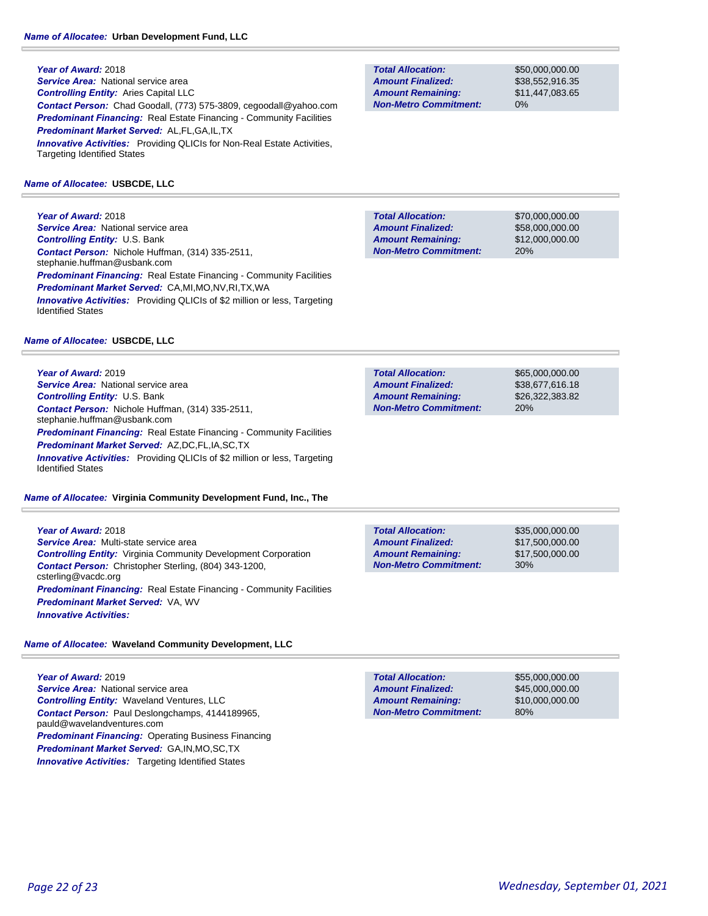**Name of Allocatee:** Urban Development Fund, LLC

**Year of Award:** 2018
**Service Area:** National service area
**Controlling Entity:** Aries Capital LLC
**Contact Person:** Chad Goodall, (773) 575-3809, cegoodall@yahoo.com
**Predominant Financing:** Real Estate Financing - Community Facilities
**Predominant Market Served:** AL,FL,GA,IL,TX
**Innovative Activities:** Providing QLICIs for Non-Real Estate Activities, Targeting Identified States

| | |
|---|---|
| **Total Allocation:** | $50,000,000.00 |
| **Amount Finalized:** | $38,552,916.35 |
| **Amount Remaining:** | $11,447,083.65 |
| **Non-Metro Commitment:** | 0% |

**Name of Allocatee:** USBCDE, LLC

**Year of Award:** 2018
**Service Area:** National service area
**Controlling Entity:** U.S. Bank
**Contact Person:** Nichole Huffman, (314) 335-2511, stephanie.huffman@usbank.com
**Predominant Financing:** Real Estate Financing - Community Facilities
**Predominant Market Served:** CA,MI,MO,NV,RI,TX,WA
**Innovative Activities:** Providing QLICIs of $2 million or less, Targeting Identified States

| | |
|---|---|
| **Total Allocation:** | $70,000,000.00 |
| **Amount Finalized:** | $58,000,000.00 |
| **Amount Remaining:** | $12,000,000.00 |
| **Non-Metro Commitment:** | 20% |

**Name of Allocatee:** USBCDE, LLC

**Year of Award:** 2019
**Service Area:** National service area
**Controlling Entity:** U.S. Bank
**Contact Person:** Nichole Huffman, (314) 335-2511, stephanie.huffman@usbank.com
**Predominant Financing:** Real Estate Financing - Community Facilities
**Predominant Market Served:** AZ,DC,FL,IA,SC,TX
**Innovative Activities:** Providing QLICIs of $2 million or less, Targeting Identified States

| | |
|---|---|
| **Total Allocation:** | $65,000,000.00 |
| **Amount Finalized:** | $38,677,616.18 |
| **Amount Remaining:** | $26,322,383.82 |
| **Non-Metro Commitment:** | 20% |

**Name of Allocatee:** Virginia Community Development Fund, Inc., The

**Year of Award:** 2018
**Service Area:** Multi-state service area
**Controlling Entity:** Virginia Community Development Corporation
**Contact Person:** Christopher Sterling, (804) 343-1200, csterling@vacdc.org
**Predominant Financing:** Real Estate Financing - Community Facilities
**Predominant Market Served:** VA, WV
**Innovative Activities:**

| | |
|---|---|
| **Total Allocation:** | $35,000,000.00 |
| **Amount Finalized:** | $17,500,000.00 |
| **Amount Remaining:** | $17,500,000.00 |
| **Non-Metro Commitment:** | 30% |

**Name of Allocatee:** Waveland Community Development, LLC

**Year of Award:** 2019
**Service Area:** National service area
**Controlling Entity:** Waveland Ventures, LLC
**Contact Person:** Paul Deslongchamps, 4144189965, pauld@wavelandventures.com
**Predominant Financing:** Operating Business Financing
**Predominant Market Served:** GA,IN,MO,SC,TX
**Innovative Activities:** Targeting Identified States

| | |
|---|---|
| **Total Allocation:** | $55,000,000.00 |
| **Amount Finalized:** | $45,000,000.00 |
| **Amount Remaining:** | $10,000,000.00 |
| **Non-Metro Commitment:** | 80% |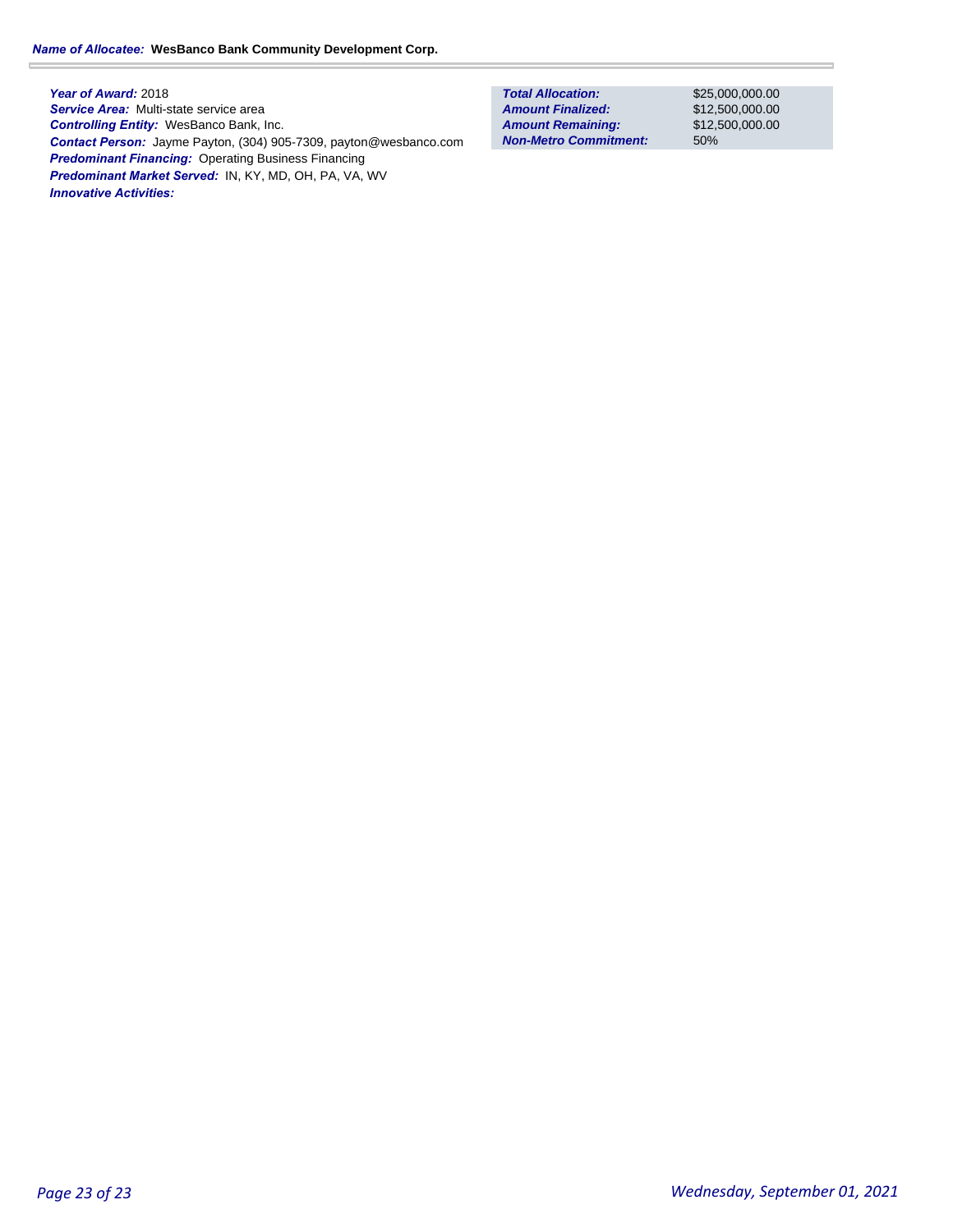***Name of Allocatee:*** **WesBanco Bank Community Development Corp.**

***Year of Award:*** 2018
***Service Area:*** Multi-state service area
***Controlling Entity:*** WesBanco Bank, Inc.
***Contact Person:*** Jayme Payton, (304) 905-7309, payton@wesbanco.com
***Predominant Financing:*** Operating Business Financing
***Predominant Market Served:*** IN, KY, MD, OH, PA, VA, WV
***Innovative Activities:***

| | |
|---|---|
| ***Total Allocation:*** | $25,000,000.00 |
| ***Amount Finalized:*** | $12,500,000.00 |
| ***Amount Remaining:*** | $12,500,000.00 |
| ***Non-Metro Commitment:*** | 50% |

*Wednesday, September 01, 2021*